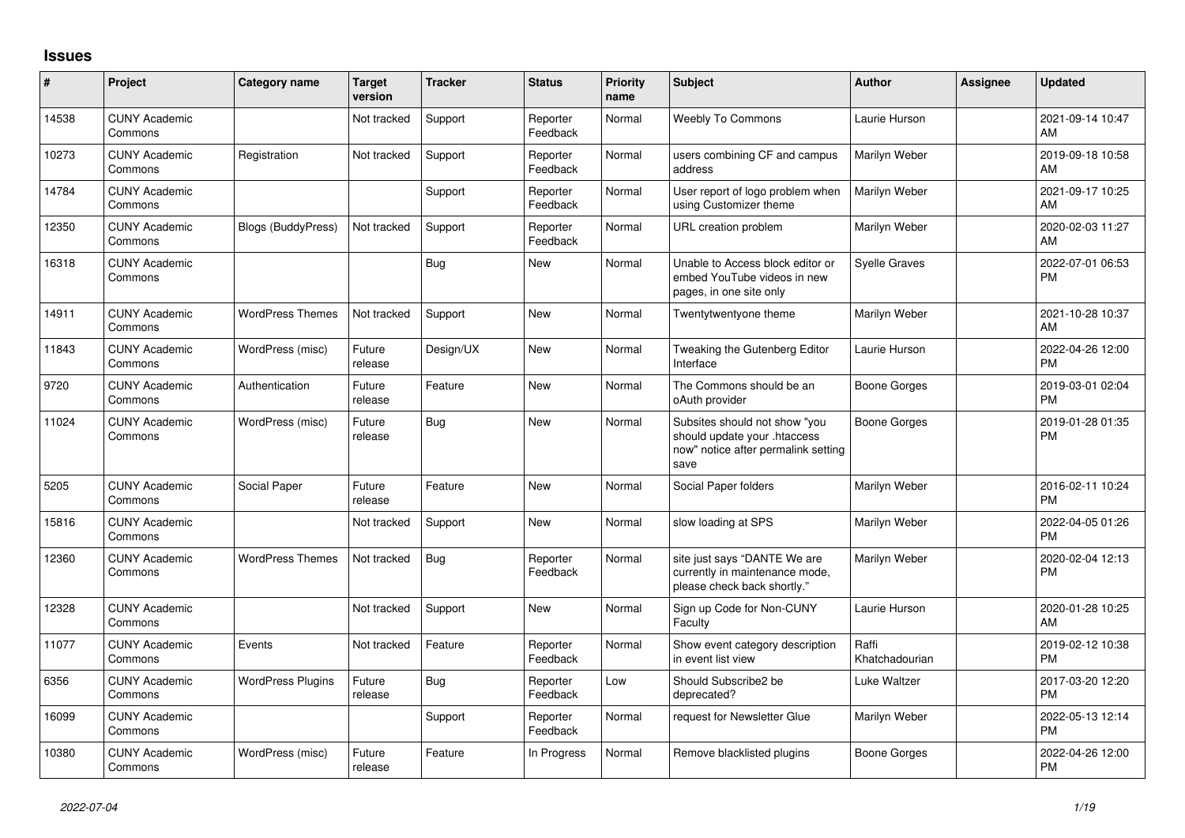## Issues

| # | Project | Category name | Target version | Tracker | Status | Priority name | Subject | Author | Assignee | Updated |
|---|---|---|---|---|---|---|---|---|---|---|
| 14538 | CUNY Academic Commons | | Not tracked | Support | Reporter Feedback | Normal | Weebly To Commons | Laurie Hurson | | 2021-09-14 10:47 AM |
| 10273 | CUNY Academic Commons | Registration | Not tracked | Support | Reporter Feedback | Normal | users combining CF and campus address | Marilyn Weber | | 2019-09-18 10:58 AM |
| 14784 | CUNY Academic Commons | | | Support | Reporter Feedback | Normal | User report of logo problem when using Customizer theme | Marilyn Weber | | 2021-09-17 10:25 AM |
| 12350 | CUNY Academic Commons | Blogs (BuddyPress) | Not tracked | Support | Reporter Feedback | Normal | URL creation problem | Marilyn Weber | | 2020-02-03 11:27 AM |
| 16318 | CUNY Academic Commons | | | Bug | New | Normal | Unable to Access block editor or embed YouTube videos in new pages, in one site only | Syelle Graves | | 2022-07-01 06:53 PM |
| 14911 | CUNY Academic Commons | WordPress Themes | Not tracked | Support | New | Normal | Twentytwentyone theme | Marilyn Weber | | 2021-10-28 10:37 AM |
| 11843 | CUNY Academic Commons | WordPress (misc) | Future release | Design/UX | New | Normal | Tweaking the Gutenberg Editor Interface | Laurie Hurson | | 2022-04-26 12:00 PM |
| 9720 | CUNY Academic Commons | Authentication | Future release | Feature | New | Normal | The Commons should be an oAuth provider | Boone Gorges | | 2019-03-01 02:04 PM |
| 11024 | CUNY Academic Commons | WordPress (misc) | Future release | Bug | New | Normal | Subsites should not show "you should update your .htaccess now" notice after permalink setting save | Boone Gorges | | 2019-01-28 01:35 PM |
| 5205 | CUNY Academic Commons | Social Paper | Future release | Feature | New | Normal | Social Paper folders | Marilyn Weber | | 2016-02-11 10:24 PM |
| 15816 | CUNY Academic Commons | | Not tracked | Support | New | Normal | slow loading at SPS | Marilyn Weber | | 2022-04-05 01:26 PM |
| 12360 | CUNY Academic Commons | WordPress Themes | Not tracked | Bug | Reporter Feedback | Normal | site just says "DANTE We are currently in maintenance mode, please check back shortly." | Marilyn Weber | | 2020-02-04 12:13 PM |
| 12328 | CUNY Academic Commons | | Not tracked | Support | New | Normal | Sign up Code for Non-CUNY Faculty | Laurie Hurson | | 2020-01-28 10:25 AM |
| 11077 | CUNY Academic Commons | Events | Not tracked | Feature | Reporter Feedback | Normal | Show event category description in event list view | Raffi Khatchadourian | | 2019-02-12 10:38 PM |
| 6356 | CUNY Academic Commons | WordPress Plugins | Future release | Bug | Reporter Feedback | Low | Should Subscribe2 be deprecated? | Luke Waltzer | | 2017-03-20 12:20 PM |
| 16099 | CUNY Academic Commons | | | Support | Reporter Feedback | Normal | request for Newsletter Glue | Marilyn Weber | | 2022-05-13 12:14 PM |
| 10380 | CUNY Academic Commons | WordPress (misc) | Future release | Feature | In Progress | Normal | Remove blacklisted plugins | Boone Gorges | | 2022-04-26 12:00 PM |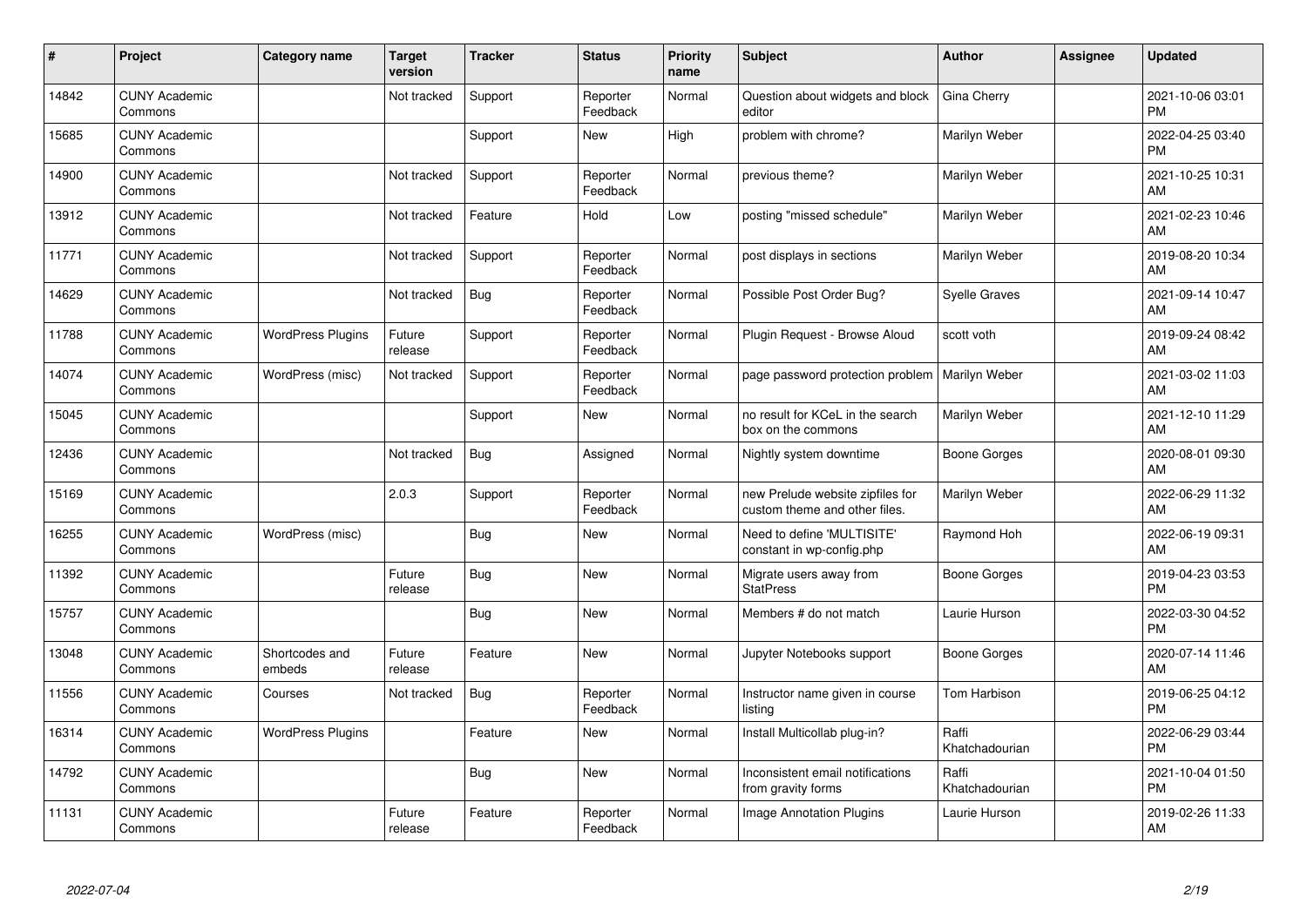| # | Project | Category name | Target version | Tracker | Status | Priority name | Subject | Author | Assignee | Updated |
|---|---|---|---|---|---|---|---|---|---|---|
| 14842 | CUNY Academic Commons | | Not tracked | Support | Reporter Feedback | Normal | Question about widgets and block editor | Gina Cherry | | 2021-10-06 03:01 PM |
| 15685 | CUNY Academic Commons | | | Support | New | High | problem with chrome? | Marilyn Weber | | 2022-04-25 03:40 PM |
| 14900 | CUNY Academic Commons | | Not tracked | Support | Reporter Feedback | Normal | previous theme? | Marilyn Weber | | 2021-10-25 10:31 AM |
| 13912 | CUNY Academic Commons | | Not tracked | Feature | Hold | Low | posting "missed schedule" | Marilyn Weber | | 2021-02-23 10:46 AM |
| 11771 | CUNY Academic Commons | | Not tracked | Support | Reporter Feedback | Normal | post displays in sections | Marilyn Weber | | 2019-08-20 10:34 AM |
| 14629 | CUNY Academic Commons | | Not tracked | Bug | Reporter Feedback | Normal | Possible Post Order Bug? | Syelle Graves | | 2021-09-14 10:47 AM |
| 11788 | CUNY Academic Commons | WordPress Plugins | Future release | Support | Reporter Feedback | Normal | Plugin Request - Browse Aloud | scott voth | | 2019-09-24 08:42 AM |
| 14074 | CUNY Academic Commons | WordPress (misc) | Not tracked | Support | Reporter Feedback | Normal | page password protection problem | Marilyn Weber | | 2021-03-02 11:03 AM |
| 15045 | CUNY Academic Commons | | | Support | New | Normal | no result for KCeL in the search box on the commons | Marilyn Weber | | 2021-12-10 11:29 AM |
| 12436 | CUNY Academic Commons | | Not tracked | Bug | Assigned | Normal | Nightly system downtime | Boone Gorges | | 2020-08-01 09:30 AM |
| 15169 | CUNY Academic Commons | | 2.0.3 | Support | Reporter Feedback | Normal | new Prelude website zipfiles for custom theme and other files. | Marilyn Weber | | 2022-06-29 11:32 AM |
| 16255 | CUNY Academic Commons | WordPress (misc) | | Bug | New | Normal | Need to define 'MULTISITE' constant in wp-config.php | Raymond Hoh | | 2022-06-19 09:31 AM |
| 11392 | CUNY Academic Commons | | Future release | Bug | New | Normal | Migrate users away from StatPress | Boone Gorges | | 2019-04-23 03:53 PM |
| 15757 | CUNY Academic Commons | | | Bug | New | Normal | Members # do not match | Laurie Hurson | | 2022-03-30 04:52 PM |
| 13048 | CUNY Academic Commons | Shortcodes and embeds | Future release | Feature | New | Normal | Jupyter Notebooks support | Boone Gorges | | 2020-07-14 11:46 AM |
| 11556 | CUNY Academic Commons | Courses | Not tracked | Bug | Reporter Feedback | Normal | Instructor name given in course listing | Tom Harbison | | 2019-06-25 04:12 PM |
| 16314 | CUNY Academic Commons | WordPress Plugins | | Feature | New | Normal | Install Multicollab plug-in? | Raffi Khatchadourian | | 2022-06-29 03:44 PM |
| 14792 | CUNY Academic Commons | | | Bug | New | Normal | Inconsistent email notifications from gravity forms | Raffi Khatchadourian | | 2021-10-04 01:50 PM |
| 11131 | CUNY Academic Commons | | Future release | Feature | Reporter Feedback | Normal | Image Annotation Plugins | Laurie Hurson | | 2019-02-26 11:33 AM |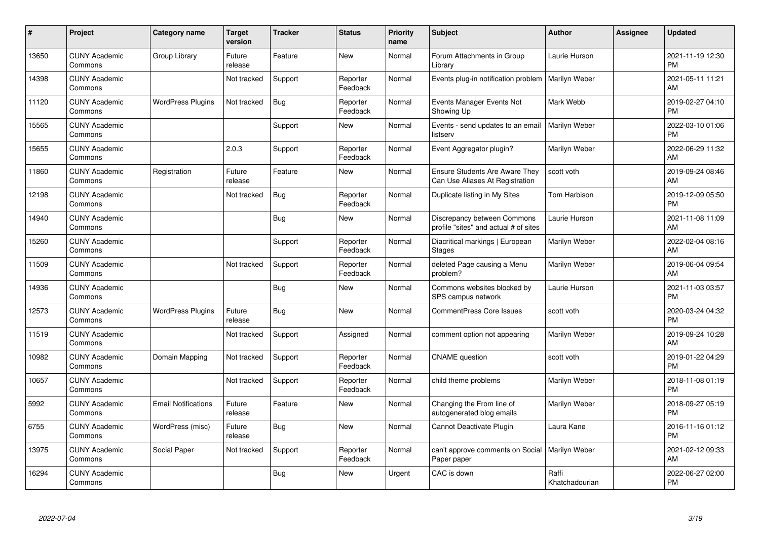| # | Project | Category name | Target version | Tracker | Status | Priority name | Subject | Author | Assignee | Updated |
|---|---|---|---|---|---|---|---|---|---|---|
| 13650 | CUNY Academic Commons | Group Library | Future release | Feature | New | Normal | Forum Attachments in Group Library | Laurie Hurson | | 2021-11-19 12:30 PM |
| 14398 | CUNY Academic Commons | | Not tracked | Support | Reporter Feedback | Normal | Events plug-in notification problem | Marilyn Weber | | 2021-05-11 11:21 AM |
| 11120 | CUNY Academic Commons | WordPress Plugins | Not tracked | Bug | Reporter Feedback | Normal | Events Manager Events Not Showing Up | Mark Webb | | 2019-02-27 04:10 PM |
| 15565 | CUNY Academic Commons | | | Support | New | Normal | Events - send updates to an email listserv | Marilyn Weber | | 2022-03-10 01:06 PM |
| 15655 | CUNY Academic Commons | | 2.0.3 | Support | Reporter Feedback | Normal | Event Aggregator plugin? | Marilyn Weber | | 2022-06-29 11:32 AM |
| 11860 | CUNY Academic Commons | Registration | Future release | Feature | New | Normal | Ensure Students Are Aware They Can Use Aliases At Registration | scott voth | | 2019-09-24 08:46 AM |
| 12198 | CUNY Academic Commons | | Not tracked | Bug | Reporter Feedback | Normal | Duplicate listing in My Sites | Tom Harbison | | 2019-12-09 05:50 PM |
| 14940 | CUNY Academic Commons | | | Bug | New | Normal | Discrepancy between Commons profile "sites" and actual # of sites | Laurie Hurson | | 2021-11-08 11:09 AM |
| 15260 | CUNY Academic Commons | | | Support | Reporter Feedback | Normal | Diacritical markings \| European Stages | Marilyn Weber | | 2022-02-04 08:16 AM |
| 11509 | CUNY Academic Commons | | Not tracked | Support | Reporter Feedback | Normal | deleted Page causing a Menu problem? | Marilyn Weber | | 2019-06-04 09:54 AM |
| 14936 | CUNY Academic Commons | | | Bug | New | Normal | Commons websites blocked by SPS campus network | Laurie Hurson | | 2021-11-03 03:57 PM |
| 12573 | CUNY Academic Commons | WordPress Plugins | Future release | Bug | New | Normal | CommentPress Core Issues | scott voth | | 2020-03-24 04:32 PM |
| 11519 | CUNY Academic Commons | | Not tracked | Support | Assigned | Normal | comment option not appearing | Marilyn Weber | | 2019-09-24 10:28 AM |
| 10982 | CUNY Academic Commons | Domain Mapping | Not tracked | Support | Reporter Feedback | Normal | CNAME question | scott voth | | 2019-01-22 04:29 PM |
| 10657 | CUNY Academic Commons | | Not tracked | Support | Reporter Feedback | Normal | child theme problems | Marilyn Weber | | 2018-11-08 01:19 PM |
| 5992 | CUNY Academic Commons | Email Notifications | Future release | Feature | New | Normal | Changing the From line of autogenerated blog emails | Marilyn Weber | | 2018-09-27 05:19 PM |
| 6755 | CUNY Academic Commons | WordPress (misc) | Future release | Bug | New | Normal | Cannot Deactivate Plugin | Laura Kane | | 2016-11-16 01:12 PM |
| 13975 | CUNY Academic Commons | Social Paper | Not tracked | Support | Reporter Feedback | Normal | can't approve comments on Social Paper paper | Marilyn Weber | | 2021-02-12 09:33 AM |
| 16294 | CUNY Academic Commons | | | Bug | New | Urgent | CAC is down | Raffi Khatchadourian | | 2022-06-27 02:00 PM |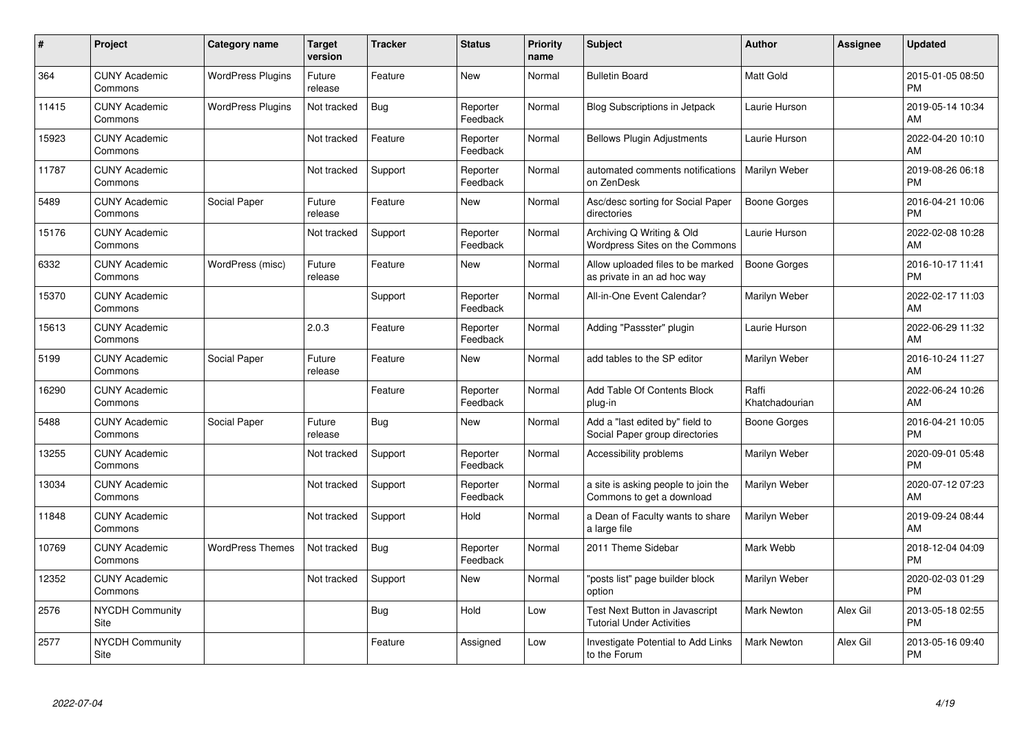| # | Project | Category name | Target version | Tracker | Status | Priority name | Subject | Author | Assignee | Updated |
|---|---|---|---|---|---|---|---|---|---|---|
| 364 | CUNY Academic Commons | WordPress Plugins | Future release | Feature | New | Normal | Bulletin Board | Matt Gold | | 2015-01-05 08:50 PM |
| 11415 | CUNY Academic Commons | WordPress Plugins | Not tracked | Bug | Reporter Feedback | Normal | Blog Subscriptions in Jetpack | Laurie Hurson | | 2019-05-14 10:34 AM |
| 15923 | CUNY Academic Commons | | Not tracked | Feature | Reporter Feedback | Normal | Bellows Plugin Adjustments | Laurie Hurson | | 2022-04-20 10:10 AM |
| 11787 | CUNY Academic Commons | | Not tracked | Support | Reporter Feedback | Normal | automated comments notifications on ZenDesk | Marilyn Weber | | 2019-08-26 06:18 PM |
| 5489 | CUNY Academic Commons | Social Paper | Future release | Feature | New | Normal | Asc/desc sorting for Social Paper directories | Boone Gorges | | 2016-04-21 10:06 PM |
| 15176 | CUNY Academic Commons | | Not tracked | Support | Reporter Feedback | Normal | Archiving Q Writing & Old Wordpress Sites on the Commons | Laurie Hurson | | 2022-02-08 10:28 AM |
| 6332 | CUNY Academic Commons | WordPress (misc) | Future release | Feature | New | Normal | Allow uploaded files to be marked as private in an ad hoc way | Boone Gorges | | 2016-10-17 11:41 PM |
| 15370 | CUNY Academic Commons | | | Support | Reporter Feedback | Normal | All-in-One Event Calendar? | Marilyn Weber | | 2022-02-17 11:03 AM |
| 15613 | CUNY Academic Commons | | 2.0.3 | Feature | Reporter Feedback | Normal | Adding "Passster" plugin | Laurie Hurson | | 2022-06-29 11:32 AM |
| 5199 | CUNY Academic Commons | Social Paper | Future release | Feature | New | Normal | add tables to the SP editor | Marilyn Weber | | 2016-10-24 11:27 AM |
| 16290 | CUNY Academic Commons | | | Feature | Reporter Feedback | Normal | Add Table Of Contents Block plug-in | Raffi Khatchadourian | | 2022-06-24 10:26 AM |
| 5488 | CUNY Academic Commons | Social Paper | Future release | Bug | New | Normal | Add a "last edited by" field to Social Paper group directories | Boone Gorges | | 2016-04-21 10:05 PM |
| 13255 | CUNY Academic Commons | | Not tracked | Support | Reporter Feedback | Normal | Accessibility problems | Marilyn Weber | | 2020-09-01 05:48 PM |
| 13034 | CUNY Academic Commons | | Not tracked | Support | Reporter Feedback | Normal | a site is asking people to join the Commons to get a download | Marilyn Weber | | 2020-07-12 07:23 AM |
| 11848 | CUNY Academic Commons | | Not tracked | Support | Hold | Normal | a Dean of Faculty wants to share a large file | Marilyn Weber | | 2019-09-24 08:44 AM |
| 10769 | CUNY Academic Commons | WordPress Themes | Not tracked | Bug | Reporter Feedback | Normal | 2011 Theme Sidebar | Mark Webb | | 2018-12-04 04:09 PM |
| 12352 | CUNY Academic Commons | | Not tracked | Support | New | Normal | "posts list" page builder block option | Marilyn Weber | | 2020-02-03 01:29 PM |
| 2576 | NYCDH Community Site | | | Bug | Hold | Low | Test Next Button in Javascript Tutorial Under Activities | Mark Newton | Alex Gil | 2013-05-18 02:55 PM |
| 2577 | NYCDH Community Site | | | Feature | Assigned | Low | Investigate Potential to Add Links to the Forum | Mark Newton | Alex Gil | 2013-05-16 09:40 PM |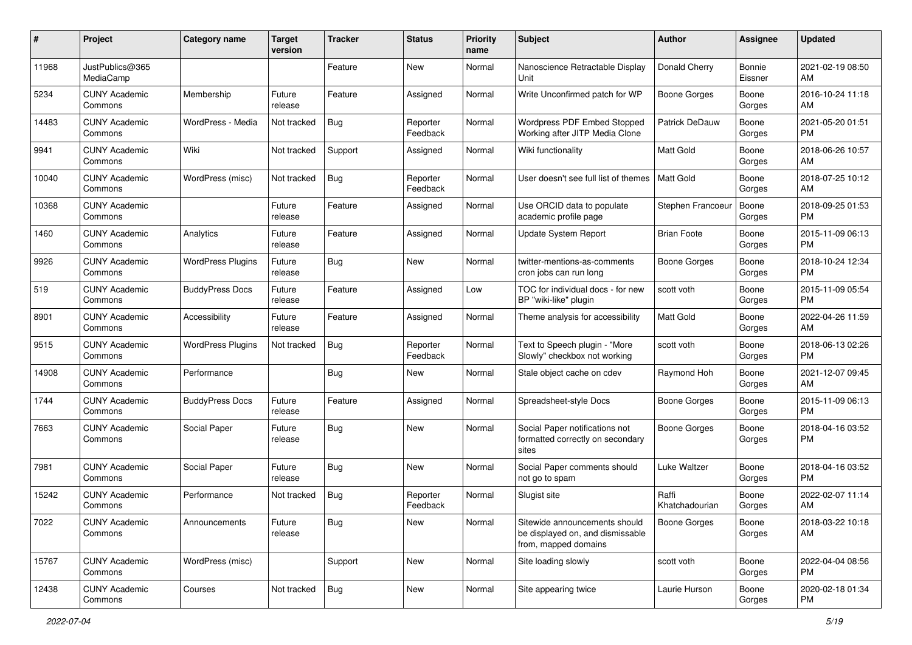| # | Project | Category name | Target version | Tracker | Status | Priority name | Subject | Author | Assignee | Updated |
|---|---|---|---|---|---|---|---|---|---|---|
| 11968 | JustPublics@365 MediaCamp | | | Feature | New | Normal | Nanoscience Retractable Display Unit | Donald Cherry | Bonnie Eissner | 2021-02-19 08:50 AM |
| 5234 | CUNY Academic Commons | Membership | Future release | Feature | Assigned | Normal | Write Unconfirmed patch for WP | Boone Gorges | Boone Gorges | 2016-10-24 11:18 AM |
| 14483 | CUNY Academic Commons | WordPress - Media | Not tracked | Bug | Reporter Feedback | Normal | Wordpress PDF Embed Stopped Working after JITP Media Clone | Patrick DeDauw | Boone Gorges | 2021-05-20 01:51 PM |
| 9941 | CUNY Academic Commons | Wiki | Not tracked | Support | Assigned | Normal | Wiki functionality | Matt Gold | Boone Gorges | 2018-06-26 10:57 AM |
| 10040 | CUNY Academic Commons | WordPress (misc) | Not tracked | Bug | Reporter Feedback | Normal | User doesn't see full list of themes | Matt Gold | Boone Gorges | 2018-07-25 10:12 AM |
| 10368 | CUNY Academic Commons | | Future release | Feature | Assigned | Normal | Use ORCID data to populate academic profile page | Stephen Francoeur | Boone Gorges | 2018-09-25 01:53 PM |
| 1460 | CUNY Academic Commons | Analytics | Future release | Feature | Assigned | Normal | Update System Report | Brian Foote | Boone Gorges | 2015-11-09 06:13 PM |
| 9926 | CUNY Academic Commons | WordPress Plugins | Future release | Bug | New | Normal | twitter-mentions-as-comments cron jobs can run long | Boone Gorges | Boone Gorges | 2018-10-24 12:34 PM |
| 519 | CUNY Academic Commons | BuddyPress Docs | Future release | Feature | Assigned | Low | TOC for individual docs - for new BP "wiki-like" plugin | scott voth | Boone Gorges | 2015-11-09 05:54 PM |
| 8901 | CUNY Academic Commons | Accessibility | Future release | Feature | Assigned | Normal | Theme analysis for accessibility | Matt Gold | Boone Gorges | 2022-04-26 11:59 AM |
| 9515 | CUNY Academic Commons | WordPress Plugins | Not tracked | Bug | Reporter Feedback | Normal | Text to Speech plugin - "More Slowly" checkbox not working | scott voth | Boone Gorges | 2018-06-13 02:26 PM |
| 14908 | CUNY Academic Commons | Performance | | Bug | New | Normal | Stale object cache on cdev | Raymond Hoh | Boone Gorges | 2021-12-07 09:45 AM |
| 1744 | CUNY Academic Commons | BuddyPress Docs | Future release | Feature | Assigned | Normal | Spreadsheet-style Docs | Boone Gorges | Boone Gorges | 2015-11-09 06:13 PM |
| 7663 | CUNY Academic Commons | Social Paper | Future release | Bug | New | Normal | Social Paper notifications not formatted correctly on secondary sites | Boone Gorges | Boone Gorges | 2018-04-16 03:52 PM |
| 7981 | CUNY Academic Commons | Social Paper | Future release | Bug | New | Normal | Social Paper comments should not go to spam | Luke Waltzer | Boone Gorges | 2018-04-16 03:52 PM |
| 15242 | CUNY Academic Commons | Performance | Not tracked | Bug | Reporter Feedback | Normal | Slugist site | Raffi Khatchadourian | Boone Gorges | 2022-02-07 11:14 AM |
| 7022 | CUNY Academic Commons | Announcements | Future release | Bug | New | Normal | Sitewide announcements should be displayed on, and dismissable from, mapped domains | Boone Gorges | Boone Gorges | 2018-03-22 10:18 AM |
| 15767 | CUNY Academic Commons | WordPress (misc) | | Support | New | Normal | Site loading slowly | scott voth | Boone Gorges | 2022-04-04 08:56 PM |
| 12438 | CUNY Academic Commons | Courses | Not tracked | Bug | New | Normal | Site appearing twice | Laurie Hurson | Boone Gorges | 2020-02-18 01:34 PM |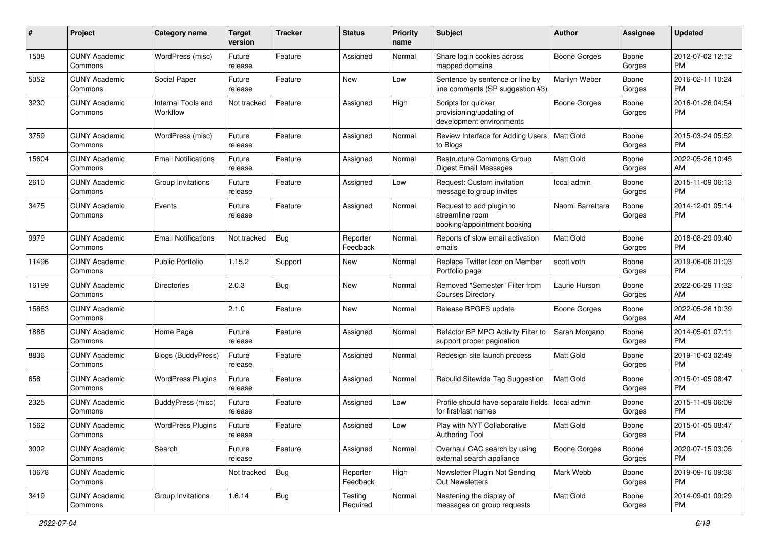| # | Project | Category name | Target version | Tracker | Status | Priority name | Subject | Author | Assignee | Updated |
|---|---|---|---|---|---|---|---|---|---|---|
| 1508 | CUNY Academic Commons | WordPress (misc) | Future release | Feature | Assigned | Normal | Share login cookies across mapped domains | Boone Gorges | Boone Gorges | 2012-07-02 12:12 PM |
| 5052 | CUNY Academic Commons | Social Paper | Future release | Feature | New | Low | Sentence by sentence or line by line comments (SP suggestion #3) | Marilyn Weber | Boone Gorges | 2016-02-11 10:24 PM |
| 3230 | CUNY Academic Commons | Internal Tools and Workflow | Not tracked | Feature | Assigned | High | Scripts for quicker provisioning/updating of development environments | Boone Gorges | Boone Gorges | 2016-01-26 04:54 PM |
| 3759 | CUNY Academic Commons | WordPress (misc) | Future release | Feature | Assigned | Normal | Review Interface for Adding Users to Blogs | Matt Gold | Boone Gorges | 2015-03-24 05:52 PM |
| 15604 | CUNY Academic Commons | Email Notifications | Future release | Feature | Assigned | Normal | Restructure Commons Group Digest Email Messages | Matt Gold | Boone Gorges | 2022-05-26 10:45 AM |
| 2610 | CUNY Academic Commons | Group Invitations | Future release | Feature | Assigned | Low | Request: Custom invitation message to group invites | local admin | Boone Gorges | 2015-11-09 06:13 PM |
| 3475 | CUNY Academic Commons | Events | Future release | Feature | Assigned | Normal | Request to add plugin to streamline room booking/appointment booking | Naomi Barrettara | Boone Gorges | 2014-12-01 05:14 PM |
| 9979 | CUNY Academic Commons | Email Notifications | Not tracked | Bug | Reporter Feedback | Normal | Reports of slow email activation emails | Matt Gold | Boone Gorges | 2018-08-29 09:40 PM |
| 11496 | CUNY Academic Commons | Public Portfolio | 1.15.2 | Support | New | Normal | Replace Twitter Icon on Member Portfolio page | scott voth | Boone Gorges | 2019-06-06 01:03 PM |
| 16199 | CUNY Academic Commons | Directories | 2.0.3 | Bug | New | Normal | Removed "Semester" Filter from Courses Directory | Laurie Hurson | Boone Gorges | 2022-06-29 11:32 AM |
| 15883 | CUNY Academic Commons | | 2.1.0 | Feature | New | Normal | Release BPGES update | Boone Gorges | Boone Gorges | 2022-05-26 10:39 AM |
| 1888 | CUNY Academic Commons | Home Page | Future release | Feature | Assigned | Normal | Refactor BP MPO Activity Filter to support proper pagination | Sarah Morgano | Boone Gorges | 2014-05-01 07:11 PM |
| 8836 | CUNY Academic Commons | Blogs (BuddyPress) | Future release | Feature | Assigned | Normal | Redesign site launch process | Matt Gold | Boone Gorges | 2019-10-03 02:49 PM |
| 658 | CUNY Academic Commons | WordPress Plugins | Future release | Feature | Assigned | Normal | Rebulid Sitewide Tag Suggestion | Matt Gold | Boone Gorges | 2015-01-05 08:47 PM |
| 2325 | CUNY Academic Commons | BuddyPress (misc) | Future release | Feature | Assigned | Low | Profile should have separate fields for first/last names | local admin | Boone Gorges | 2015-11-09 06:09 PM |
| 1562 | CUNY Academic Commons | WordPress Plugins | Future release | Feature | Assigned | Low | Play with NYT Collaborative Authoring Tool | Matt Gold | Boone Gorges | 2015-01-05 08:47 PM |
| 3002 | CUNY Academic Commons | Search | Future release | Feature | Assigned | Normal | Overhaul CAC search by using external search appliance | Boone Gorges | Boone Gorges | 2020-07-15 03:05 PM |
| 10678 | CUNY Academic Commons | | Not tracked | Bug | Reporter Feedback | High | Newsletter Plugin Not Sending Out Newsletters | Mark Webb | Boone Gorges | 2019-09-16 09:38 PM |
| 3419 | CUNY Academic Commons | Group Invitations | 1.6.14 | Bug | Testing Required | Normal | Neatening the display of messages on group requests | Matt Gold | Boone Gorges | 2014-09-01 09:29 PM |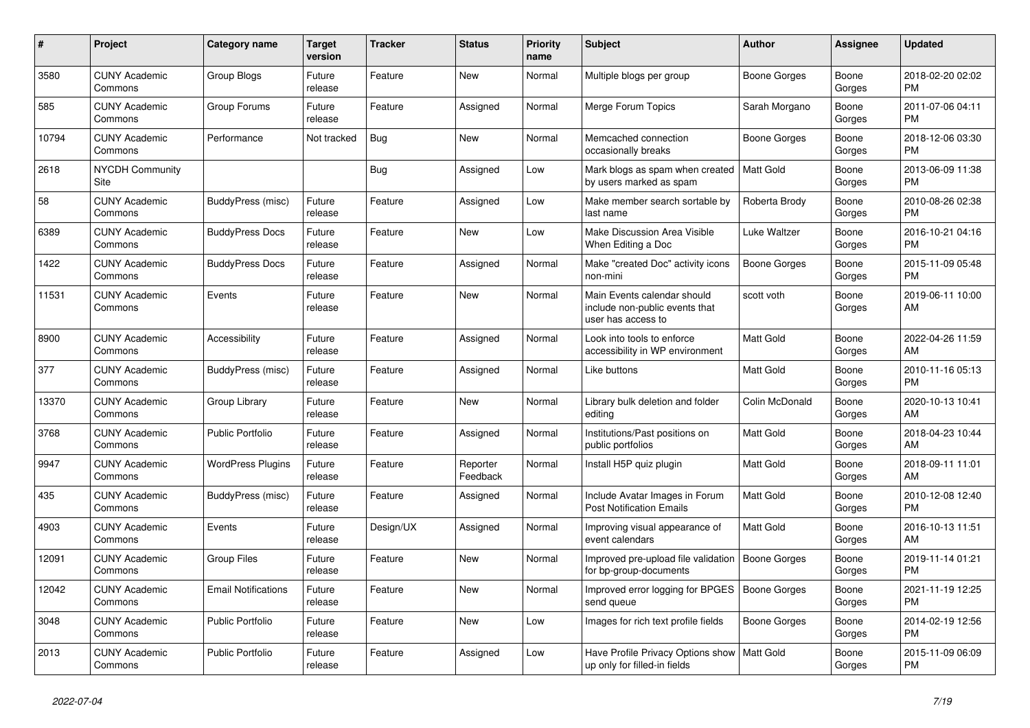| # | Project | Category name | Target version | Tracker | Status | Priority name | Subject | Author | Assignee | Updated |
|---|---|---|---|---|---|---|---|---|---|---|
| 3580 | CUNY Academic Commons | Group Blogs | Future release | Feature | New | Normal | Multiple blogs per group | Boone Gorges | Boone Gorges | 2018-02-20 02:02 PM |
| 585 | CUNY Academic Commons | Group Forums | Future release | Feature | Assigned | Normal | Merge Forum Topics | Sarah Morgano | Boone Gorges | 2011-07-06 04:11 PM |
| 10794 | CUNY Academic Commons | Performance | Not tracked | Bug | New | Normal | Memcached connection occasionally breaks | Boone Gorges | Boone Gorges | 2018-12-06 03:30 PM |
| 2618 | NYCDH Community Site | | | Bug | Assigned | Low | Mark blogs as spam when created by users marked as spam | Matt Gold | Boone Gorges | 2013-06-09 11:38 PM |
| 58 | CUNY Academic Commons | BuddyPress (misc) | Future release | Feature | Assigned | Low | Make member search sortable by last name | Roberta Brody | Boone Gorges | 2010-08-26 02:38 PM |
| 6389 | CUNY Academic Commons | BuddyPress Docs | Future release | Feature | New | Low | Make Discussion Area Visible When Editing a Doc | Luke Waltzer | Boone Gorges | 2016-10-21 04:16 PM |
| 1422 | CUNY Academic Commons | BuddyPress Docs | Future release | Feature | Assigned | Normal | Make "created Doc" activity icons non-mini | Boone Gorges | Boone Gorges | 2015-11-09 05:48 PM |
| 11531 | CUNY Academic Commons | Events | Future release | Feature | New | Normal | Main Events calendar should include non-public events that user has access to | scott voth | Boone Gorges | 2019-06-11 10:00 AM |
| 8900 | CUNY Academic Commons | Accessibility | Future release | Feature | Assigned | Normal | Look into tools to enforce accessibility in WP environment | Matt Gold | Boone Gorges | 2022-04-26 11:59 AM |
| 377 | CUNY Academic Commons | BuddyPress (misc) | Future release | Feature | Assigned | Normal | Like buttons | Matt Gold | Boone Gorges | 2010-11-16 05:13 PM |
| 13370 | CUNY Academic Commons | Group Library | Future release | Feature | New | Normal | Library bulk deletion and folder editing | Colin McDonald | Boone Gorges | 2020-10-13 10:41 AM |
| 3768 | CUNY Academic Commons | Public Portfolio | Future release | Feature | Assigned | Normal | Institutions/Past positions on public portfolios | Matt Gold | Boone Gorges | 2018-04-23 10:44 AM |
| 9947 | CUNY Academic Commons | WordPress Plugins | Future release | Feature | Reporter Feedback | Normal | Install H5P quiz plugin | Matt Gold | Boone Gorges | 2018-09-11 11:01 AM |
| 435 | CUNY Academic Commons | BuddyPress (misc) | Future release | Feature | Assigned | Normal | Include Avatar Images in Forum Post Notification Emails | Matt Gold | Boone Gorges | 2010-12-08 12:40 PM |
| 4903 | CUNY Academic Commons | Events | Future release | Design/UX | Assigned | Normal | Improving visual appearance of event calendars | Matt Gold | Boone Gorges | 2016-10-13 11:51 AM |
| 12091 | CUNY Academic Commons | Group Files | Future release | Feature | New | Normal | Improved pre-upload file validation for bp-group-documents | Boone Gorges | Boone Gorges | 2019-11-14 01:21 PM |
| 12042 | CUNY Academic Commons | Email Notifications | Future release | Feature | New | Normal | Improved error logging for BPGES send queue | Boone Gorges | Boone Gorges | 2021-11-19 12:25 PM |
| 3048 | CUNY Academic Commons | Public Portfolio | Future release | Feature | New | Low | Images for rich text profile fields | Boone Gorges | Boone Gorges | 2014-02-19 12:56 PM |
| 2013 | CUNY Academic Commons | Public Portfolio | Future release | Feature | Assigned | Low | Have Profile Privacy Options show up only for filled-in fields | Matt Gold | Boone Gorges | 2015-11-09 06:09 PM |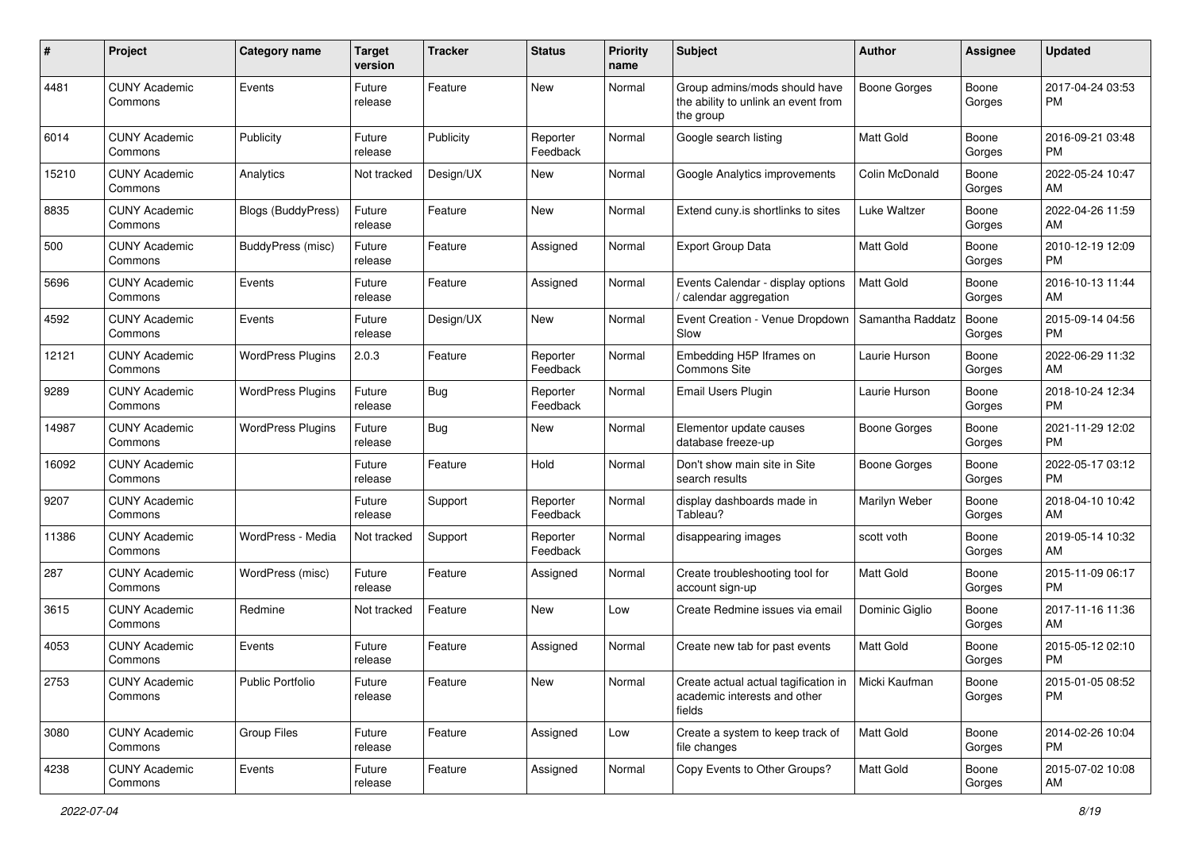| # | Project | Category name | Target version | Tracker | Status | Priority name | Subject | Author | Assignee | Updated |
|---|---|---|---|---|---|---|---|---|---|---|
| 4481 | CUNY Academic Commons | Events | Future release | Feature | New | Normal | Group admins/mods should have the ability to unlink an event from the group | Boone Gorges | Boone Gorges | 2017-04-24 03:53 PM |
| 6014 | CUNY Academic Commons | Publicity | Future release | Publicity | Reporter Feedback | Normal | Google search listing | Matt Gold | Boone Gorges | 2016-09-21 03:48 PM |
| 15210 | CUNY Academic Commons | Analytics | Not tracked | Design/UX | New | Normal | Google Analytics improvements | Colin McDonald | Boone Gorges | 2022-05-24 10:47 AM |
| 8835 | CUNY Academic Commons | Blogs (BuddyPress) | Future release | Feature | New | Normal | Extend cuny.is shortlinks to sites | Luke Waltzer | Boone Gorges | 2022-04-26 11:59 AM |
| 500 | CUNY Academic Commons | BuddyPress (misc) | Future release | Feature | Assigned | Normal | Export Group Data | Matt Gold | Boone Gorges | 2010-12-19 12:09 PM |
| 5696 | CUNY Academic Commons | Events | Future release | Feature | Assigned | Normal | Events Calendar - display options / calendar aggregation | Matt Gold | Boone Gorges | 2016-10-13 11:44 AM |
| 4592 | CUNY Academic Commons | Events | Future release | Design/UX | New | Normal | Event Creation - Venue Dropdown Slow | Samantha Raddatz | Boone Gorges | 2015-09-14 04:56 PM |
| 12121 | CUNY Academic Commons | WordPress Plugins | 2.0.3 | Feature | Reporter Feedback | Normal | Embedding H5P Iframes on Commons Site | Laurie Hurson | Boone Gorges | 2022-06-29 11:32 AM |
| 9289 | CUNY Academic Commons | WordPress Plugins | Future release | Bug | Reporter Feedback | Normal | Email Users Plugin | Laurie Hurson | Boone Gorges | 2018-10-24 12:34 PM |
| 14987 | CUNY Academic Commons | WordPress Plugins | Future release | Bug | New | Normal | Elementor update causes database freeze-up | Boone Gorges | Boone Gorges | 2021-11-29 12:02 PM |
| 16092 | CUNY Academic Commons | | Future release | Feature | Hold | Normal | Don't show main site in Site search results | Boone Gorges | Boone Gorges | 2022-05-17 03:12 PM |
| 9207 | CUNY Academic Commons | | Future release | Support | Reporter Feedback | Normal | display dashboards made in Tableau? | Marilyn Weber | Boone Gorges | 2018-04-10 10:42 AM |
| 11386 | CUNY Academic Commons | WordPress - Media | Not tracked | Support | Reporter Feedback | Normal | disappearing images | scott voth | Boone Gorges | 2019-05-14 10:32 AM |
| 287 | CUNY Academic Commons | WordPress (misc) | Future release | Feature | Assigned | Normal | Create troubleshooting tool for account sign-up | Matt Gold | Boone Gorges | 2015-11-09 06:17 PM |
| 3615 | CUNY Academic Commons | Redmine | Not tracked | Feature | New | Low | Create Redmine issues via email | Dominic Giglio | Boone Gorges | 2017-11-16 11:36 AM |
| 4053 | CUNY Academic Commons | Events | Future release | Feature | Assigned | Normal | Create new tab for past events | Matt Gold | Boone Gorges | 2015-05-12 02:10 PM |
| 2753 | CUNY Academic Commons | Public Portfolio | Future release | Feature | New | Normal | Create actual actual tagification in academic interests and other fields | Micki Kaufman | Boone Gorges | 2015-01-05 08:52 PM |
| 3080 | CUNY Academic Commons | Group Files | Future release | Feature | Assigned | Low | Create a system to keep track of file changes | Matt Gold | Boone Gorges | 2014-02-26 10:04 PM |
| 4238 | CUNY Academic Commons | Events | Future release | Feature | Assigned | Normal | Copy Events to Other Groups? | Matt Gold | Boone Gorges | 2015-07-02 10:08 AM |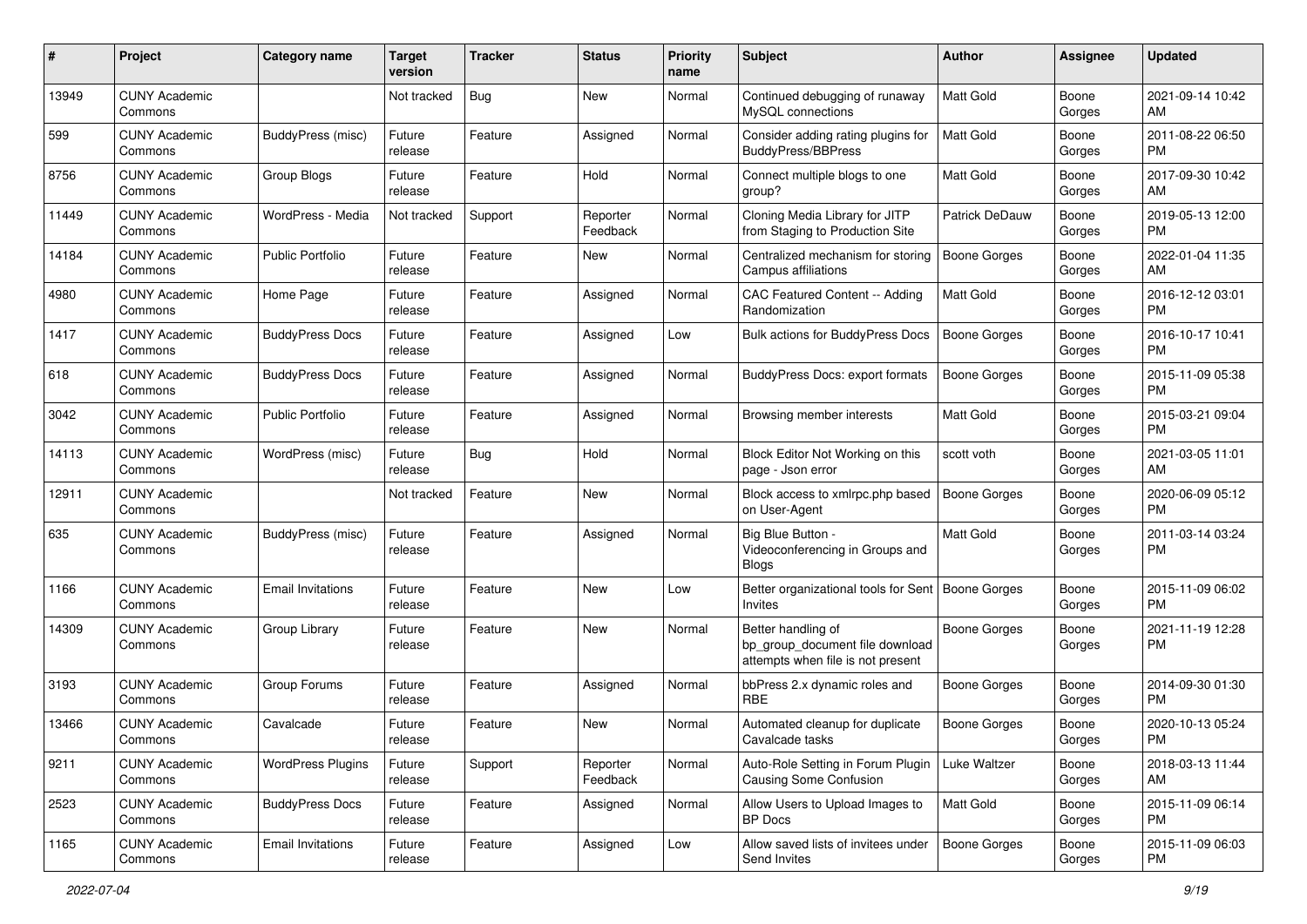| # | Project | Category name | Target version | Tracker | Status | Priority name | Subject | Author | Assignee | Updated |
|---|---|---|---|---|---|---|---|---|---|---|
| 13949 | CUNY Academic Commons | | Not tracked | Bug | New | Normal | Continued debugging of runaway MySQL connections | Matt Gold | Boone Gorges | 2021-09-14 10:42 AM |
| 599 | CUNY Academic Commons | BuddyPress (misc) | Future release | Feature | Assigned | Normal | Consider adding rating plugins for BuddyPress/BBPress | Matt Gold | Boone Gorges | 2011-08-22 06:50 PM |
| 8756 | CUNY Academic Commons | Group Blogs | Future release | Feature | Hold | Normal | Connect multiple blogs to one group? | Matt Gold | Boone Gorges | 2017-09-30 10:42 AM |
| 11449 | CUNY Academic Commons | WordPress - Media | Not tracked | Support | Reporter Feedback | Normal | Cloning Media Library for JITP from Staging to Production Site | Patrick DeDauw | Boone Gorges | 2019-05-13 12:00 PM |
| 14184 | CUNY Academic Commons | Public Portfolio | Future release | Feature | New | Normal | Centralized mechanism for storing Campus affiliations | Boone Gorges | Boone Gorges | 2022-01-04 11:35 AM |
| 4980 | CUNY Academic Commons | Home Page | Future release | Feature | Assigned | Normal | CAC Featured Content -- Adding Randomization | Matt Gold | Boone Gorges | 2016-12-12 03:01 PM |
| 1417 | CUNY Academic Commons | BuddyPress Docs | Future release | Feature | Assigned | Low | Bulk actions for BuddyPress Docs | Boone Gorges | Boone Gorges | 2016-10-17 10:41 PM |
| 618 | CUNY Academic Commons | BuddyPress Docs | Future release | Feature | Assigned | Normal | BuddyPress Docs: export formats | Boone Gorges | Boone Gorges | 2015-11-09 05:38 PM |
| 3042 | CUNY Academic Commons | Public Portfolio | Future release | Feature | Assigned | Normal | Browsing member interests | Matt Gold | Boone Gorges | 2015-03-21 09:04 PM |
| 14113 | CUNY Academic Commons | WordPress (misc) | Future release | Bug | Hold | Normal | Block Editor Not Working on this page - Json error | scott voth | Boone Gorges | 2021-03-05 11:01 AM |
| 12911 | CUNY Academic Commons | | Not tracked | Feature | New | Normal | Block access to xmlrpc.php based on User-Agent | Boone Gorges | Boone Gorges | 2020-06-09 05:12 PM |
| 635 | CUNY Academic Commons | BuddyPress (misc) | Future release | Feature | Assigned | Normal | Big Blue Button - Videoconferencing in Groups and Blogs | Matt Gold | Boone Gorges | 2011-03-14 03:24 PM |
| 1166 | CUNY Academic Commons | Email Invitations | Future release | Feature | New | Low | Better organizational tools for Sent Invites | Boone Gorges | Boone Gorges | 2015-11-09 06:02 PM |
| 14309 | CUNY Academic Commons | Group Library | Future release | Feature | New | Normal | Better handling of bp_group_document file download attempts when file is not present | Boone Gorges | Boone Gorges | 2021-11-19 12:28 PM |
| 3193 | CUNY Academic Commons | Group Forums | Future release | Feature | Assigned | Normal | bbPress 2.x dynamic roles and RBE | Boone Gorges | Boone Gorges | 2014-09-30 01:30 PM |
| 13466 | CUNY Academic Commons | Cavalcade | Future release | Feature | New | Normal | Automated cleanup for duplicate Cavalcade tasks | Boone Gorges | Boone Gorges | 2020-10-13 05:24 PM |
| 9211 | CUNY Academic Commons | WordPress Plugins | Future release | Support | Reporter Feedback | Normal | Auto-Role Setting in Forum Plugin Causing Some Confusion | Luke Waltzer | Boone Gorges | 2018-03-13 11:44 AM |
| 2523 | CUNY Academic Commons | BuddyPress Docs | Future release | Feature | Assigned | Normal | Allow Users to Upload Images to BP Docs | Matt Gold | Boone Gorges | 2015-11-09 06:14 PM |
| 1165 | CUNY Academic Commons | Email Invitations | Future release | Feature | Assigned | Low | Allow saved lists of invitees under Send Invites | Boone Gorges | Boone Gorges | 2015-11-09 06:03 PM |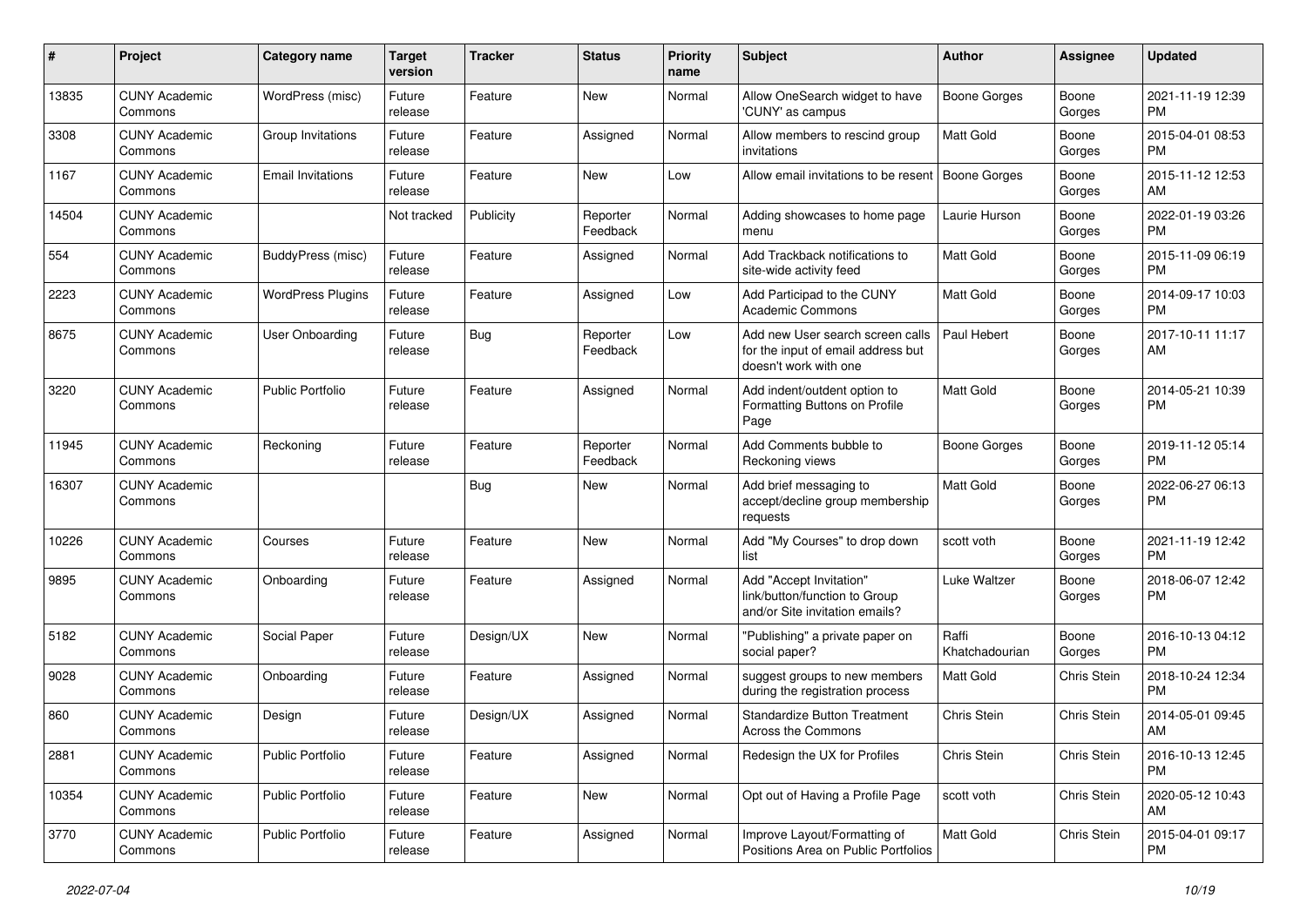| # | Project | Category name | Target version | Tracker | Status | Priority name | Subject | Author | Assignee | Updated |
|---|---|---|---|---|---|---|---|---|---|---|
| 13835 | CUNY Academic Commons | WordPress (misc) | Future release | Feature | New | Normal | Allow OneSearch widget to have 'CUNY' as campus | Boone Gorges | Boone Gorges | 2021-11-19 12:39 PM |
| 3308 | CUNY Academic Commons | Group Invitations | Future release | Feature | Assigned | Normal | Allow members to rescind group invitations | Matt Gold | Boone Gorges | 2015-04-01 08:53 PM |
| 1167 | CUNY Academic Commons | Email Invitations | Future release | Feature | New | Low | Allow email invitations to be resent | Boone Gorges | Boone Gorges | 2015-11-12 12:53 AM |
| 14504 | CUNY Academic Commons | | Not tracked | Publicity | Reporter Feedback | Normal | Adding showcases to home page menu | Laurie Hurson | Boone Gorges | 2022-01-19 03:26 PM |
| 554 | CUNY Academic Commons | BuddyPress (misc) | Future release | Feature | Assigned | Normal | Add Trackback notifications to site-wide activity feed | Matt Gold | Boone Gorges | 2015-11-09 06:19 PM |
| 2223 | CUNY Academic Commons | WordPress Plugins | Future release | Feature | Assigned | Low | Add Participad to the CUNY Academic Commons | Matt Gold | Boone Gorges | 2014-09-17 10:03 PM |
| 8675 | CUNY Academic Commons | User Onboarding | Future release | Bug | Reporter Feedback | Low | Add new User search screen calls for the input of email address but doesn't work with one | Paul Hebert | Boone Gorges | 2017-10-11 11:17 AM |
| 3220 | CUNY Academic Commons | Public Portfolio | Future release | Feature | Assigned | Normal | Add indent/outdent option to Formatting Buttons on Profile Page | Matt Gold | Boone Gorges | 2014-05-21 10:39 PM |
| 11945 | CUNY Academic Commons | Reckoning | Future release | Feature | Reporter Feedback | Normal | Add Comments bubble to Reckoning views | Boone Gorges | Boone Gorges | 2019-11-12 05:14 PM |
| 16307 | CUNY Academic Commons | | | Bug | New | Normal | Add brief messaging to accept/decline group membership requests | Matt Gold | Boone Gorges | 2022-06-27 06:13 PM |
| 10226 | CUNY Academic Commons | Courses | Future release | Feature | New | Normal | Add "My Courses" to drop down list | scott voth | Boone Gorges | 2021-11-19 12:42 PM |
| 9895 | CUNY Academic Commons | Onboarding | Future release | Feature | Assigned | Normal | Add "Accept Invitation" link/button/function to Group and/or Site invitation emails? | Luke Waltzer | Boone Gorges | 2018-06-07 12:42 PM |
| 5182 | CUNY Academic Commons | Social Paper | Future release | Design/UX | New | Normal | "Publishing" a private paper on social paper? | Raffi Khatchadourian | Boone Gorges | 2016-10-13 04:12 PM |
| 9028 | CUNY Academic Commons | Onboarding | Future release | Feature | Assigned | Normal | suggest groups to new members during the registration process | Matt Gold | Chris Stein | 2018-10-24 12:34 PM |
| 860 | CUNY Academic Commons | Design | Future release | Design/UX | Assigned | Normal | Standardize Button Treatment Across the Commons | Chris Stein | Chris Stein | 2014-05-01 09:45 AM |
| 2881 | CUNY Academic Commons | Public Portfolio | Future release | Feature | Assigned | Normal | Redesign the UX for Profiles | Chris Stein | Chris Stein | 2016-10-13 12:45 PM |
| 10354 | CUNY Academic Commons | Public Portfolio | Future release | Feature | New | Normal | Opt out of Having a Profile Page | scott voth | Chris Stein | 2020-05-12 10:43 AM |
| 3770 | CUNY Academic Commons | Public Portfolio | Future release | Feature | Assigned | Normal | Improve Layout/Formatting of Positions Area on Public Portfolios | Matt Gold | Chris Stein | 2015-04-01 09:17 PM |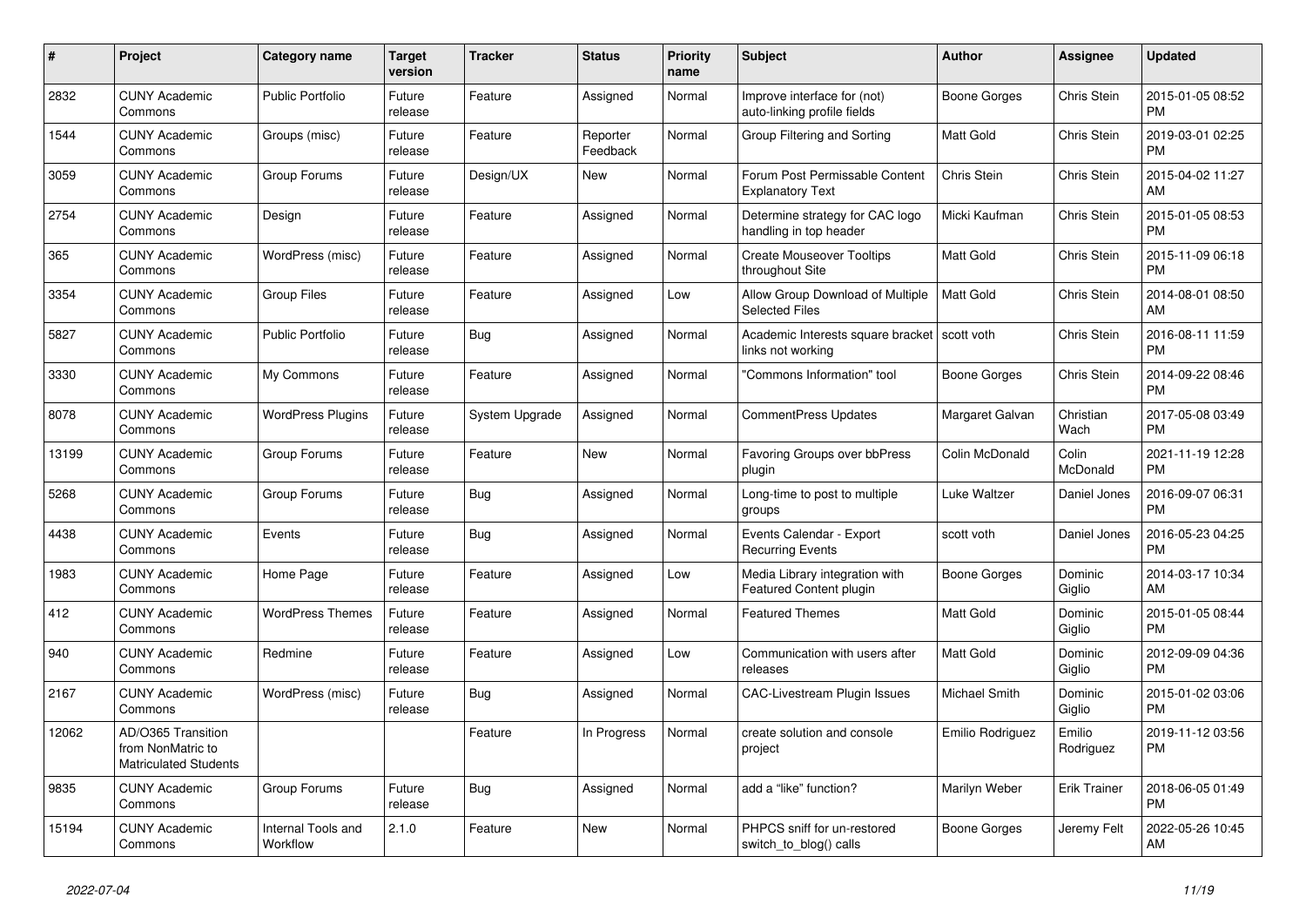| # | Project | Category name | Target version | Tracker | Status | Priority name | Subject | Author | Assignee | Updated |
|---|---|---|---|---|---|---|---|---|---|---|
| 2832 | CUNY Academic Commons | Public Portfolio | Future release | Feature | Assigned | Normal | Improve interface for (not) auto-linking profile fields | Boone Gorges | Chris Stein | 2015-01-05 08:52 PM |
| 1544 | CUNY Academic Commons | Groups (misc) | Future release | Feature | Reporter Feedback | Normal | Group Filtering and Sorting | Matt Gold | Chris Stein | 2019-03-01 02:25 PM |
| 3059 | CUNY Academic Commons | Group Forums | Future release | Design/UX | New | Normal | Forum Post Permissable Content Explanatory Text | Chris Stein | Chris Stein | 2015-04-02 11:27 AM |
| 2754 | CUNY Academic Commons | Design | Future release | Feature | Assigned | Normal | Determine strategy for CAC logo handling in top header | Micki Kaufman | Chris Stein | 2015-01-05 08:53 PM |
| 365 | CUNY Academic Commons | WordPress (misc) | Future release | Feature | Assigned | Normal | Create Mouseover Tooltips throughout Site | Matt Gold | Chris Stein | 2015-11-09 06:18 PM |
| 3354 | CUNY Academic Commons | Group Files | Future release | Feature | Assigned | Low | Allow Group Download of Multiple Selected Files | Matt Gold | Chris Stein | 2014-08-01 08:50 AM |
| 5827 | CUNY Academic Commons | Public Portfolio | Future release | Bug | Assigned | Normal | Academic Interests square bracket links not working | scott voth | Chris Stein | 2016-08-11 11:59 PM |
| 3330 | CUNY Academic Commons | My Commons | Future release | Feature | Assigned | Normal | "Commons Information" tool | Boone Gorges | Chris Stein | 2014-09-22 08:46 PM |
| 8078 | CUNY Academic Commons | WordPress Plugins | Future release | System Upgrade | Assigned | Normal | CommentPress Updates | Margaret Galvan | Christian Wach | 2017-05-08 03:49 PM |
| 13199 | CUNY Academic Commons | Group Forums | Future release | Feature | New | Normal | Favoring Groups over bbPress plugin | Colin McDonald | Colin McDonald | 2021-11-19 12:28 PM |
| 5268 | CUNY Academic Commons | Group Forums | Future release | Bug | Assigned | Normal | Long-time to post to multiple groups | Luke Waltzer | Daniel Jones | 2016-09-07 06:31 PM |
| 4438 | CUNY Academic Commons | Events | Future release | Bug | Assigned | Normal | Events Calendar - Export Recurring Events | scott voth | Daniel Jones | 2016-05-23 04:25 PM |
| 1983 | CUNY Academic Commons | Home Page | Future release | Feature | Assigned | Low | Media Library integration with Featured Content plugin | Boone Gorges | Dominic Giglio | 2014-03-17 10:34 AM |
| 412 | CUNY Academic Commons | WordPress Themes | Future release | Feature | Assigned | Normal | Featured Themes | Matt Gold | Dominic Giglio | 2015-01-05 08:44 PM |
| 940 | CUNY Academic Commons | Redmine | Future release | Feature | Assigned | Low | Communication with users after releases | Matt Gold | Dominic Giglio | 2012-09-09 04:36 PM |
| 2167 | CUNY Academic Commons | WordPress (misc) | Future release | Bug | Assigned | Normal | CAC-Livestream Plugin Issues | Michael Smith | Dominic Giglio | 2015-01-02 03:06 PM |
| 12062 | AD/O365 Transition from NonMatric to Matriculated Students | | | Feature | In Progress | Normal | create solution and console project | Emilio Rodriguez | Emilio Rodriguez | 2019-11-12 03:56 PM |
| 9835 | CUNY Academic Commons | Group Forums | Future release | Bug | Assigned | Normal | add a "like" function? | Marilyn Weber | Erik Trainer | 2018-06-05 01:49 PM |
| 15194 | CUNY Academic Commons | Internal Tools and Workflow | 2.1.0 | Feature | New | Normal | PHPCS sniff for un-restored switch_to_blog() calls | Boone Gorges | Jeremy Felt | 2022-05-26 10:45 AM |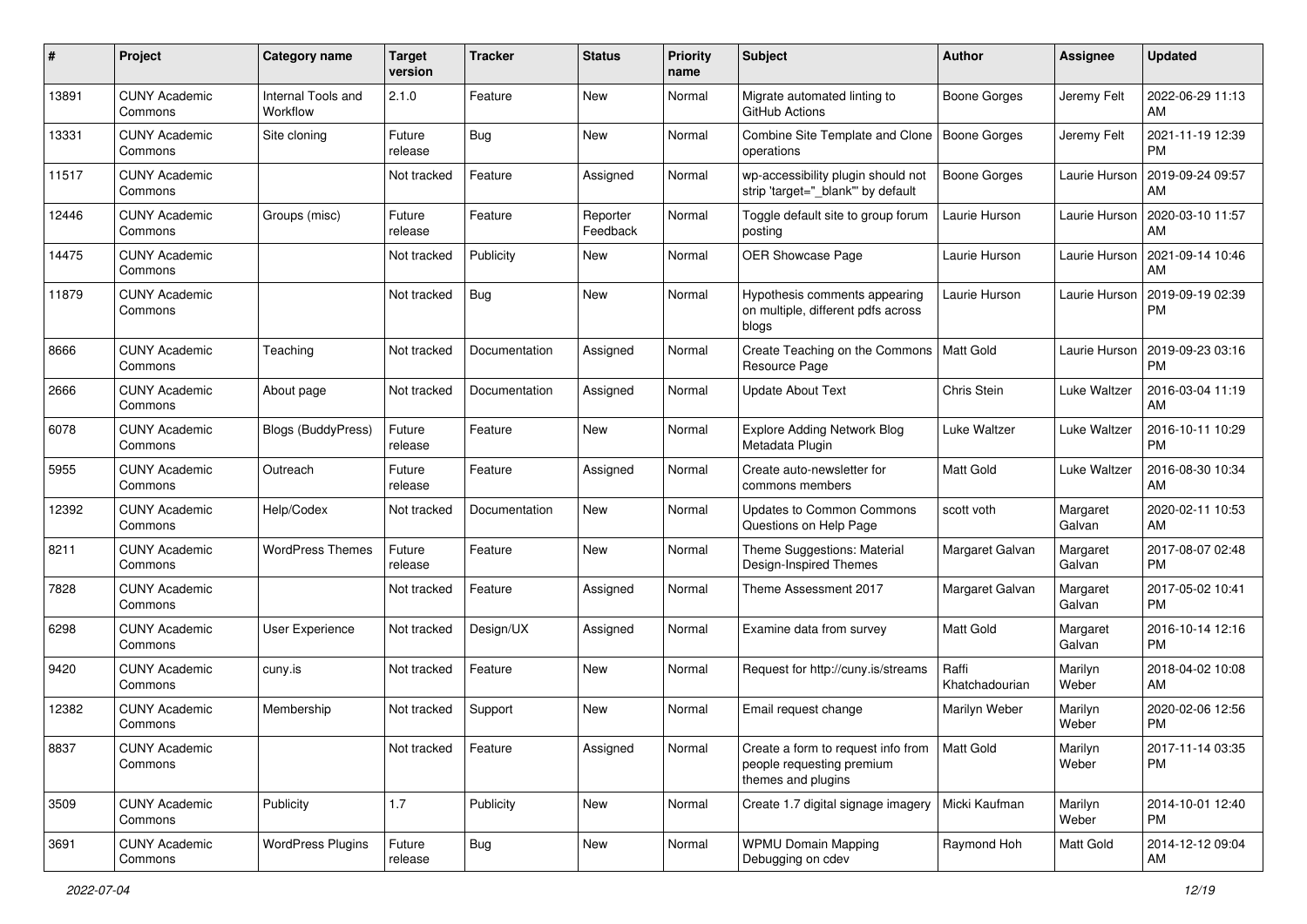| # | Project | Category name | Target version | Tracker | Status | Priority name | Subject | Author | Assignee | Updated |
|---|---|---|---|---|---|---|---|---|---|---|
| 13891 | CUNY Academic Commons | Internal Tools and Workflow | 2.1.0 | Feature | New | Normal | Migrate automated linting to GitHub Actions | Boone Gorges | Jeremy Felt | 2022-06-29 11:13 AM |
| 13331 | CUNY Academic Commons | Site cloning | Future release | Bug | New | Normal | Combine Site Template and Clone operations | Boone Gorges | Jeremy Felt | 2021-11-19 12:39 PM |
| 11517 | CUNY Academic Commons | | Not tracked | Feature | Assigned | Normal | wp-accessibility plugin should not strip 'target="_blank"' by default | Boone Gorges | Laurie Hurson | 2019-09-24 09:57 AM |
| 12446 | CUNY Academic Commons | Groups (misc) | Future release | Feature | Reporter Feedback | Normal | Toggle default site to group forum posting | Laurie Hurson | Laurie Hurson | 2020-03-10 11:57 AM |
| 14475 | CUNY Academic Commons | | Not tracked | Publicity | New | Normal | OER Showcase Page | Laurie Hurson | Laurie Hurson | 2021-09-14 10:46 AM |
| 11879 | CUNY Academic Commons | | Not tracked | Bug | New | Normal | Hypothesis comments appearing on multiple, different pdfs across blogs | Laurie Hurson | Laurie Hurson | 2019-09-19 02:39 PM |
| 8666 | CUNY Academic Commons | Teaching | Not tracked | Documentation | Assigned | Normal | Create Teaching on the Commons Resource Page | Matt Gold | Laurie Hurson | 2019-09-23 03:16 PM |
| 2666 | CUNY Academic Commons | About page | Not tracked | Documentation | Assigned | Normal | Update About Text | Chris Stein | Luke Waltzer | 2016-03-04 11:19 AM |
| 6078 | CUNY Academic Commons | Blogs (BuddyPress) | Future release | Feature | New | Normal | Explore Adding Network Blog Metadata Plugin | Luke Waltzer | Luke Waltzer | 2016-10-11 10:29 PM |
| 5955 | CUNY Academic Commons | Outreach | Future release | Feature | Assigned | Normal | Create auto-newsletter for commons members | Matt Gold | Luke Waltzer | 2016-08-30 10:34 AM |
| 12392 | CUNY Academic Commons | Help/Codex | Not tracked | Documentation | New | Normal | Updates to Common Commons Questions on Help Page | scott voth | Margaret Galvan | 2020-02-11 10:53 AM |
| 8211 | CUNY Academic Commons | WordPress Themes | Future release | Feature | New | Normal | Theme Suggestions: Material Design-Inspired Themes | Margaret Galvan | Margaret Galvan | 2017-08-07 02:48 PM |
| 7828 | CUNY Academic Commons | | Not tracked | Feature | Assigned | Normal | Theme Assessment 2017 | Margaret Galvan | Margaret Galvan | 2017-05-02 10:41 PM |
| 6298 | CUNY Academic Commons | User Experience | Not tracked | Design/UX | Assigned | Normal | Examine data from survey | Matt Gold | Margaret Galvan | 2016-10-14 12:16 PM |
| 9420 | CUNY Academic Commons | cuny.is | Not tracked | Feature | New | Normal | Request for http://cuny.is/streams | Raffi Khatchadourian | Marilyn Weber | 2018-04-02 10:08 AM |
| 12382 | CUNY Academic Commons | Membership | Not tracked | Support | New | Normal | Email request change | Marilyn Weber | Marilyn Weber | 2020-02-06 12:56 PM |
| 8837 | CUNY Academic Commons | | Not tracked | Feature | Assigned | Normal | Create a form to request info from people requesting premium themes and plugins | Matt Gold | Marilyn Weber | 2017-11-14 03:35 PM |
| 3509 | CUNY Academic Commons | Publicity | 1.7 | Publicity | New | Normal | Create 1.7 digital signage imagery | Micki Kaufman | Marilyn Weber | 2014-10-01 12:40 PM |
| 3691 | CUNY Academic Commons | WordPress Plugins | Future release | Bug | New | Normal | WPMU Domain Mapping Debugging on cdev | Raymond Hoh | Matt Gold | 2014-12-12 09:04 AM |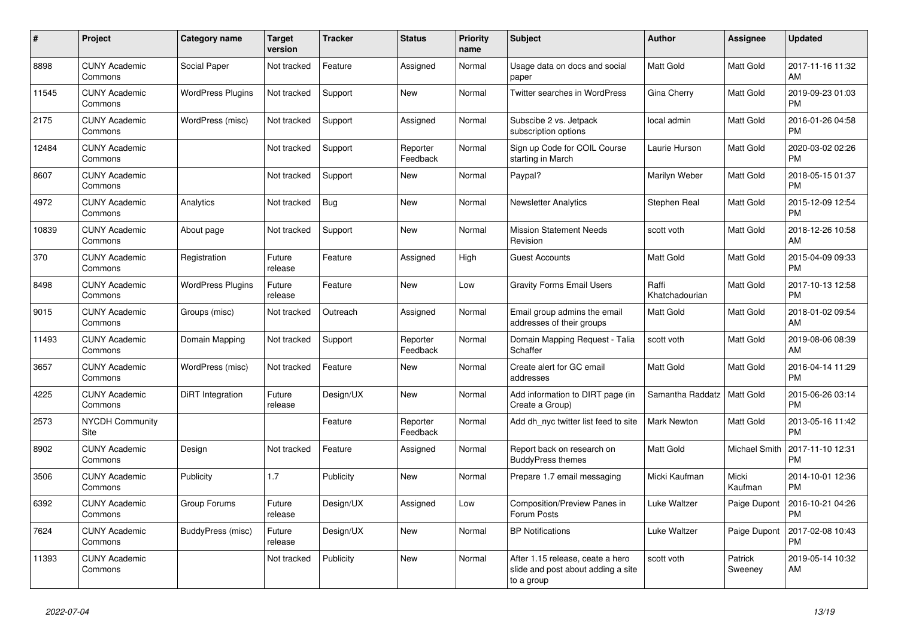| # | Project | Category name | Target version | Tracker | Status | Priority name | Subject | Author | Assignee | Updated |
|---|---|---|---|---|---|---|---|---|---|---|
| 8898 | CUNY Academic Commons | Social Paper | Not tracked | Feature | Assigned | Normal | Usage data on docs and social paper | Matt Gold | Matt Gold | 2017-11-16 11:32 AM |
| 11545 | CUNY Academic Commons | WordPress Plugins | Not tracked | Support | New | Normal | Twitter searches in WordPress | Gina Cherry | Matt Gold | 2019-09-23 01:03 PM |
| 2175 | CUNY Academic Commons | WordPress (misc) | Not tracked | Support | Assigned | Normal | Subscibe 2 vs. Jetpack subscription options | local admin | Matt Gold | 2016-01-26 04:58 PM |
| 12484 | CUNY Academic Commons | | Not tracked | Support | Reporter Feedback | Normal | Sign up Code for COIL Course starting in March | Laurie Hurson | Matt Gold | 2020-03-02 02:26 PM |
| 8607 | CUNY Academic Commons | | Not tracked | Support | New | Normal | Paypal? | Marilyn Weber | Matt Gold | 2018-05-15 01:37 PM |
| 4972 | CUNY Academic Commons | Analytics | Not tracked | Bug | New | Normal | Newsletter Analytics | Stephen Real | Matt Gold | 2015-12-09 12:54 PM |
| 10839 | CUNY Academic Commons | About page | Not tracked | Support | New | Normal | Mission Statement Needs Revision | scott voth | Matt Gold | 2018-12-26 10:58 AM |
| 370 | CUNY Academic Commons | Registration | Future release | Feature | Assigned | High | Guest Accounts | Matt Gold | Matt Gold | 2015-04-09 09:33 PM |
| 8498 | CUNY Academic Commons | WordPress Plugins | Future release | Feature | New | Low | Gravity Forms Email Users | Raffi Khatchadourian | Matt Gold | 2017-10-13 12:58 PM |
| 9015 | CUNY Academic Commons | Groups (misc) | Not tracked | Outreach | Assigned | Normal | Email group admins the email addresses of their groups | Matt Gold | Matt Gold | 2018-01-02 09:54 AM |
| 11493 | CUNY Academic Commons | Domain Mapping | Not tracked | Support | Reporter Feedback | Normal | Domain Mapping Request - Talia Schaffer | scott voth | Matt Gold | 2019-08-06 08:39 AM |
| 3657 | CUNY Academic Commons | WordPress (misc) | Not tracked | Feature | New | Normal | Create alert for GC email addresses | Matt Gold | Matt Gold | 2016-04-14 11:29 PM |
| 4225 | CUNY Academic Commons | DiRT Integration | Future release | Design/UX | New | Normal | Add information to DIRT page (in Create a Group) | Samantha Raddatz | Matt Gold | 2015-06-26 03:14 PM |
| 2573 | NYCDH Community Site | | | Feature | Reporter Feedback | Normal | Add dh_nyc twitter list feed to site | Mark Newton | Matt Gold | 2013-05-16 11:42 PM |
| 8902 | CUNY Academic Commons | Design | Not tracked | Feature | Assigned | Normal | Report back on research on BuddyPress themes | Matt Gold | Michael Smith | 2017-11-10 12:31 PM |
| 3506 | CUNY Academic Commons | Publicity | 1.7 | Publicity | New | Normal | Prepare 1.7 email messaging | Micki Kaufman | Micki Kaufman | 2014-10-01 12:36 PM |
| 6392 | CUNY Academic Commons | Group Forums | Future release | Design/UX | Assigned | Low | Composition/Preview Panes in Forum Posts | Luke Waltzer | Paige Dupont | 2016-10-21 04:26 PM |
| 7624 | CUNY Academic Commons | BuddyPress (misc) | Future release | Design/UX | New | Normal | BP Notifications | Luke Waltzer | Paige Dupont | 2017-02-08 10:43 PM |
| 11393 | CUNY Academic Commons | | Not tracked | Publicity | New | Normal | After 1.15 release, ceate a hero slide and post about adding a site to a group | scott voth | Patrick Sweeney | 2019-05-14 10:32 AM |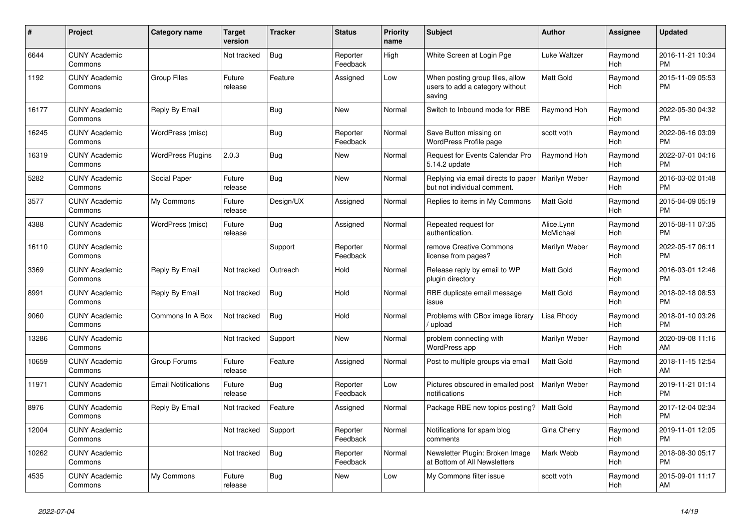| # | Project | Category name | Target version | Tracker | Status | Priority name | Subject | Author | Assignee | Updated |
|---|---|---|---|---|---|---|---|---|---|---|
| 6644 | CUNY Academic Commons | | Not tracked | Bug | Reporter Feedback | High | White Screen at Login Pge | Luke Waltzer | Raymond Hoh | 2016-11-21 10:34 PM |
| 1192 | CUNY Academic Commons | Group Files | Future release | Feature | Assigned | Low | When posting group files, allow users to add a category without saving | Matt Gold | Raymond Hoh | 2015-11-09 05:53 PM |
| 16177 | CUNY Academic Commons | Reply By Email | | Bug | New | Normal | Switch to Inbound mode for RBE | Raymond Hoh | Raymond Hoh | 2022-05-30 04:32 PM |
| 16245 | CUNY Academic Commons | WordPress (misc) | | Bug | Reporter Feedback | Normal | Save Button missing on WordPress Profile page | scott voth | Raymond Hoh | 2022-06-16 03:09 PM |
| 16319 | CUNY Academic Commons | WordPress Plugins | 2.0.3 | Bug | New | Normal | Request for Events Calendar Pro 5.14.2 update | Raymond Hoh | Raymond Hoh | 2022-07-01 04:16 PM |
| 5282 | CUNY Academic Commons | Social Paper | Future release | Bug | New | Normal | Replying via email directs to paper but not individual comment. | Marilyn Weber | Raymond Hoh | 2016-03-02 01:48 PM |
| 3577 | CUNY Academic Commons | My Commons | Future release | Design/UX | Assigned | Normal | Replies to items in My Commons | Matt Gold | Raymond Hoh | 2015-04-09 05:19 PM |
| 4388 | CUNY Academic Commons | WordPress (misc) | Future release | Bug | Assigned | Normal | Repeated request for authentication. | Alice.Lynn McMichael | Raymond Hoh | 2015-08-11 07:35 PM |
| 16110 | CUNY Academic Commons | | | Support | Reporter Feedback | Normal | remove Creative Commons license from pages? | Marilyn Weber | Raymond Hoh | 2022-05-17 06:11 PM |
| 3369 | CUNY Academic Commons | Reply By Email | Not tracked | Outreach | Hold | Normal | Release reply by email to WP plugin directory | Matt Gold | Raymond Hoh | 2016-03-01 12:46 PM |
| 8991 | CUNY Academic Commons | Reply By Email | Not tracked | Bug | Hold | Normal | RBE duplicate email message issue | Matt Gold | Raymond Hoh | 2018-02-18 08:53 PM |
| 9060 | CUNY Academic Commons | Commons In A Box | Not tracked | Bug | Hold | Normal | Problems with CBox image library / upload | Lisa Rhody | Raymond Hoh | 2018-01-10 03:26 PM |
| 13286 | CUNY Academic Commons | | Not tracked | Support | New | Normal | problem connecting with WordPress app | Marilyn Weber | Raymond Hoh | 2020-09-08 11:16 AM |
| 10659 | CUNY Academic Commons | Group Forums | Future release | Feature | Assigned | Normal | Post to multiple groups via email | Matt Gold | Raymond Hoh | 2018-11-15 12:54 AM |
| 11971 | CUNY Academic Commons | Email Notifications | Future release | Bug | Reporter Feedback | Low | Pictures obscured in emailed post notifications | Marilyn Weber | Raymond Hoh | 2019-11-21 01:14 PM |
| 8976 | CUNY Academic Commons | Reply By Email | Not tracked | Feature | Assigned | Normal | Package RBE new topics posting? | Matt Gold | Raymond Hoh | 2017-12-04 02:34 PM |
| 12004 | CUNY Academic Commons | | Not tracked | Support | Reporter Feedback | Normal | Notifications for spam blog comments | Gina Cherry | Raymond Hoh | 2019-11-01 12:05 PM |
| 10262 | CUNY Academic Commons | | Not tracked | Bug | Reporter Feedback | Normal | Newsletter Plugin: Broken Image at Bottom of All Newsletters | Mark Webb | Raymond Hoh | 2018-08-30 05:17 PM |
| 4535 | CUNY Academic Commons | My Commons | Future release | Bug | New | Low | My Commons filter issue | scott voth | Raymond Hoh | 2015-09-01 11:17 AM |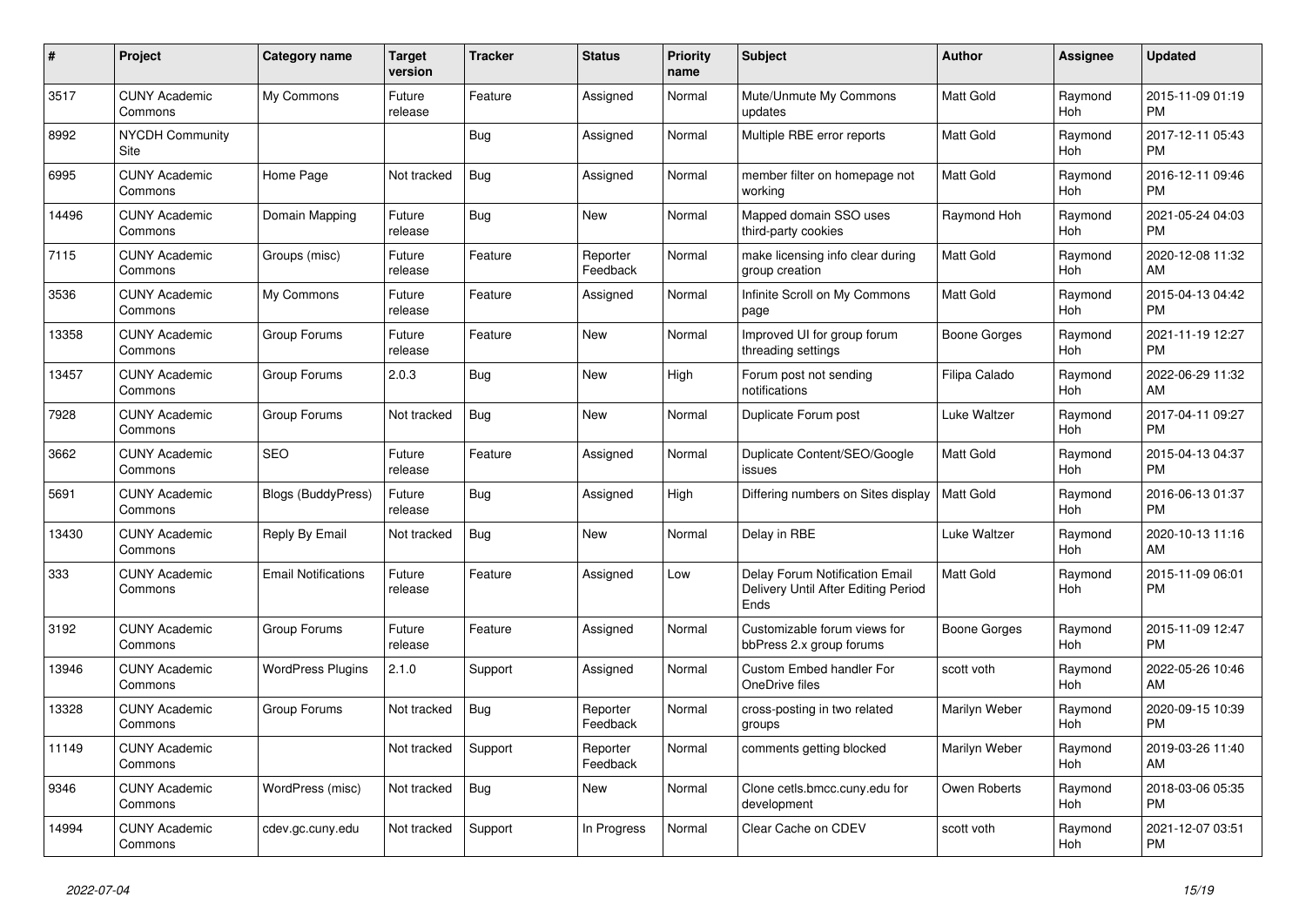| # | Project | Category name | Target version | Tracker | Status | Priority name | Subject | Author | Assignee | Updated |
|---|---|---|---|---|---|---|---|---|---|---|
| 3517 | CUNY Academic Commons | My Commons | Future release | Feature | Assigned | Normal | Mute/Unmute My Commons updates | Matt Gold | Raymond Hoh | 2015-11-09 01:19 PM |
| 8992 | NYCDH Community Site | | | Bug | Assigned | Normal | Multiple RBE error reports | Matt Gold | Raymond Hoh | 2017-12-11 05:43 PM |
| 6995 | CUNY Academic Commons | Home Page | Not tracked | Bug | Assigned | Normal | member filter on homepage not working | Matt Gold | Raymond Hoh | 2016-12-11 09:46 PM |
| 14496 | CUNY Academic Commons | Domain Mapping | Future release | Bug | New | Normal | Mapped domain SSO uses third-party cookies | Raymond Hoh | Raymond Hoh | 2021-05-24 04:03 PM |
| 7115 | CUNY Academic Commons | Groups (misc) | Future release | Feature | Reporter Feedback | Normal | make licensing info clear during group creation | Matt Gold | Raymond Hoh | 2020-12-08 11:32 AM |
| 3536 | CUNY Academic Commons | My Commons | Future release | Feature | Assigned | Normal | Infinite Scroll on My Commons page | Matt Gold | Raymond Hoh | 2015-04-13 04:42 PM |
| 13358 | CUNY Academic Commons | Group Forums | Future release | Feature | New | Normal | Improved UI for group forum threading settings | Boone Gorges | Raymond Hoh | 2021-11-19 12:27 PM |
| 13457 | CUNY Academic Commons | Group Forums | 2.0.3 | Bug | New | High | Forum post not sending notifications | Filipa Calado | Raymond Hoh | 2022-06-29 11:32 AM |
| 7928 | CUNY Academic Commons | Group Forums | Not tracked | Bug | New | Normal | Duplicate Forum post | Luke Waltzer | Raymond Hoh | 2017-04-11 09:27 PM |
| 3662 | CUNY Academic Commons | SEO | Future release | Feature | Assigned | Normal | Duplicate Content/SEO/Google issues | Matt Gold | Raymond Hoh | 2015-04-13 04:37 PM |
| 5691 | CUNY Academic Commons | Blogs (BuddyPress) | Future release | Bug | Assigned | High | Differing numbers on Sites display | Matt Gold | Raymond Hoh | 2016-06-13 01:37 PM |
| 13430 | CUNY Academic Commons | Reply By Email | Not tracked | Bug | New | Normal | Delay in RBE | Luke Waltzer | Raymond Hoh | 2020-10-13 11:16 AM |
| 333 | CUNY Academic Commons | Email Notifications | Future release | Feature | Assigned | Low | Delay Forum Notification Email Delivery Until After Editing Period Ends | Matt Gold | Raymond Hoh | 2015-11-09 06:01 PM |
| 3192 | CUNY Academic Commons | Group Forums | Future release | Feature | Assigned | Normal | Customizable forum views for bbPress 2.x group forums | Boone Gorges | Raymond Hoh | 2015-11-09 12:47 PM |
| 13946 | CUNY Academic Commons | WordPress Plugins | 2.1.0 | Support | Assigned | Normal | Custom Embed handler For OneDrive files | scott voth | Raymond Hoh | 2022-05-26 10:46 AM |
| 13328 | CUNY Academic Commons | Group Forums | Not tracked | Bug | Reporter Feedback | Normal | cross-posting in two related groups | Marilyn Weber | Raymond Hoh | 2020-09-15 10:39 PM |
| 11149 | CUNY Academic Commons | | Not tracked | Support | Reporter Feedback | Normal | comments getting blocked | Marilyn Weber | Raymond Hoh | 2019-03-26 11:40 AM |
| 9346 | CUNY Academic Commons | WordPress (misc) | Not tracked | Bug | New | Normal | Clone cetls.bmcc.cuny.edu for development | Owen Roberts | Raymond Hoh | 2018-03-06 05:35 PM |
| 14994 | CUNY Academic Commons | cdev.gc.cuny.edu | Not tracked | Support | In Progress | Normal | Clear Cache on CDEV | scott voth | Raymond Hoh | 2021-12-07 03:51 PM |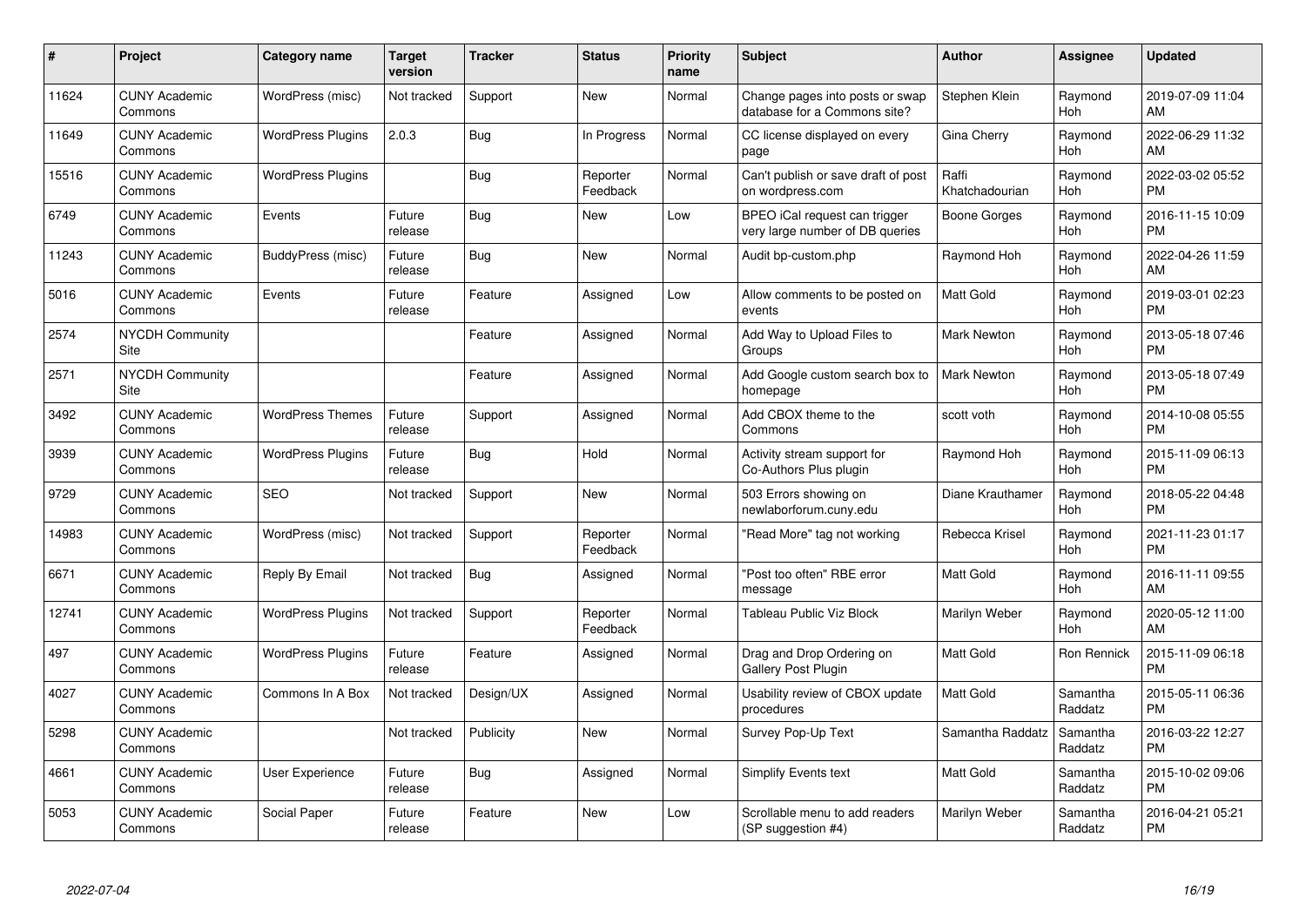| # | Project | Category name | Target version | Tracker | Status | Priority name | Subject | Author | Assignee | Updated |
|---|---|---|---|---|---|---|---|---|---|---|
| 11624 | CUNY Academic Commons | WordPress (misc) | Not tracked | Support | New | Normal | Change pages into posts or swap database for a Commons site? | Stephen Klein | Raymond Hoh | 2019-07-09 11:04 AM |
| 11649 | CUNY Academic Commons | WordPress Plugins | 2.0.3 | Bug | In Progress | Normal | CC license displayed on every page | Gina Cherry | Raymond Hoh | 2022-06-29 11:32 AM |
| 15516 | CUNY Academic Commons | WordPress Plugins | | Bug | Reporter Feedback | Normal | Can't publish or save draft of post on wordpress.com | Raffi Khatchadourian | Raymond Hoh | 2022-03-02 05:52 PM |
| 6749 | CUNY Academic Commons | Events | Future release | Bug | New | Low | BPEO iCal request can trigger very large number of DB queries | Boone Gorges | Raymond Hoh | 2016-11-15 10:09 PM |
| 11243 | CUNY Academic Commons | BuddyPress (misc) | Future release | Bug | New | Normal | Audit bp-custom.php | Raymond Hoh | Raymond Hoh | 2022-04-26 11:59 AM |
| 5016 | CUNY Academic Commons | Events | Future release | Feature | Assigned | Low | Allow comments to be posted on events | Matt Gold | Raymond Hoh | 2019-03-01 02:23 PM |
| 2574 | NYCDH Community Site | | | Feature | Assigned | Normal | Add Way to Upload Files to Groups | Mark Newton | Raymond Hoh | 2013-05-18 07:46 PM |
| 2571 | NYCDH Community Site | | | Feature | Assigned | Normal | Add Google custom search box to homepage | Mark Newton | Raymond Hoh | 2013-05-18 07:49 PM |
| 3492 | CUNY Academic Commons | WordPress Themes | Future release | Support | Assigned | Normal | Add CBOX theme to the Commons | scott voth | Raymond Hoh | 2014-10-08 05:55 PM |
| 3939 | CUNY Academic Commons | WordPress Plugins | Future release | Bug | Hold | Normal | Activity stream support for Co-Authors Plus plugin | Raymond Hoh | Raymond Hoh | 2015-11-09 06:13 PM |
| 9729 | CUNY Academic Commons | SEO | Not tracked | Support | New | Normal | 503 Errors showing on newlaborforum.cuny.edu | Diane Krauthamer | Raymond Hoh | 2018-05-22 04:48 PM |
| 14983 | CUNY Academic Commons | WordPress (misc) | Not tracked | Support | Reporter Feedback | Normal | "Read More" tag not working | Rebecca Krisel | Raymond Hoh | 2021-11-23 01:17 PM |
| 6671 | CUNY Academic Commons | Reply By Email | Not tracked | Bug | Assigned | Normal | "Post too often" RBE error message | Matt Gold | Raymond Hoh | 2016-11-11 09:55 AM |
| 12741 | CUNY Academic Commons | WordPress Plugins | Not tracked | Support | Reporter Feedback | Normal | Tableau Public Viz Block | Marilyn Weber | Raymond Hoh | 2020-05-12 11:00 AM |
| 497 | CUNY Academic Commons | WordPress Plugins | Future release | Feature | Assigned | Normal | Drag and Drop Ordering on Gallery Post Plugin | Matt Gold | Ron Rennick | 2015-11-09 06:18 PM |
| 4027 | CUNY Academic Commons | Commons In A Box | Not tracked | Design/UX | Assigned | Normal | Usability review of CBOX update procedures | Matt Gold | Samantha Raddatz | 2015-05-11 06:36 PM |
| 5298 | CUNY Academic Commons | | Not tracked | Publicity | New | Normal | Survey Pop-Up Text | Samantha Raddatz | Samantha Raddatz | 2016-03-22 12:27 PM |
| 4661 | CUNY Academic Commons | User Experience | Future release | Bug | Assigned | Normal | Simplify Events text | Matt Gold | Samantha Raddatz | 2015-10-02 09:06 PM |
| 5053 | CUNY Academic Commons | Social Paper | Future release | Feature | New | Low | Scrollable menu to add readers (SP suggestion #4) | Marilyn Weber | Samantha Raddatz | 2016-04-21 05:21 PM |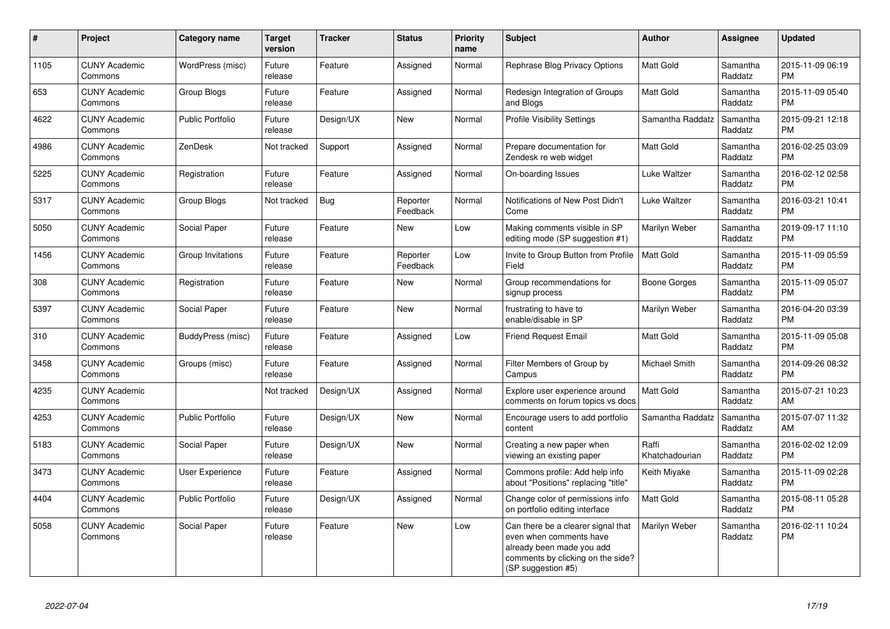| # | Project | Category name | Target version | Tracker | Status | Priority name | Subject | Author | Assignee | Updated |
|---|---|---|---|---|---|---|---|---|---|---|
| 1105 | CUNY Academic Commons | WordPress (misc) | Future release | Feature | Assigned | Normal | Rephrase Blog Privacy Options | Matt Gold | Samantha Raddatz | 2015-11-09 06:19 PM |
| 653 | CUNY Academic Commons | Group Blogs | Future release | Feature | Assigned | Normal | Redesign Integration of Groups and Blogs | Matt Gold | Samantha Raddatz | 2015-11-09 05:40 PM |
| 4622 | CUNY Academic Commons | Public Portfolio | Future release | Design/UX | New | Normal | Profile Visibility Settings | Samantha Raddatz | Samantha Raddatz | 2015-09-21 12:18 PM |
| 4986 | CUNY Academic Commons | ZenDesk | Not tracked | Support | Assigned | Normal | Prepare documentation for Zendesk re web widget | Matt Gold | Samantha Raddatz | 2016-02-25 03:09 PM |
| 5225 | CUNY Academic Commons | Registration | Future release | Feature | Assigned | Normal | On-boarding Issues | Luke Waltzer | Samantha Raddatz | 2016-02-12 02:58 PM |
| 5317 | CUNY Academic Commons | Group Blogs | Not tracked | Bug | Reporter Feedback | Normal | Notifications of New Post Didn't Come | Luke Waltzer | Samantha Raddatz | 2016-03-21 10:41 PM |
| 5050 | CUNY Academic Commons | Social Paper | Future release | Feature | New | Low | Making comments visible in SP editing mode (SP suggestion #1) | Marilyn Weber | Samantha Raddatz | 2019-09-17 11:10 PM |
| 1456 | CUNY Academic Commons | Group Invitations | Future release | Feature | Reporter Feedback | Low | Invite to Group Button from Profile Field | Matt Gold | Samantha Raddatz | 2015-11-09 05:59 PM |
| 308 | CUNY Academic Commons | Registration | Future release | Feature | New | Normal | Group recommendations for signup process | Boone Gorges | Samantha Raddatz | 2015-11-09 05:07 PM |
| 5397 | CUNY Academic Commons | Social Paper | Future release | Feature | New | Normal | frustrating to have to enable/disable in SP | Marilyn Weber | Samantha Raddatz | 2016-04-20 03:39 PM |
| 310 | CUNY Academic Commons | BuddyPress (misc) | Future release | Feature | Assigned | Low | Friend Request Email | Matt Gold | Samantha Raddatz | 2015-11-09 05:08 PM |
| 3458 | CUNY Academic Commons | Groups (misc) | Future release | Feature | Assigned | Normal | Filter Members of Group by Campus | Michael Smith | Samantha Raddatz | 2014-09-26 08:32 PM |
| 4235 | CUNY Academic Commons | | Not tracked | Design/UX | Assigned | Normal | Explore user experience around comments on forum topics vs docs | Matt Gold | Samantha Raddatz | 2015-07-21 10:23 AM |
| 4253 | CUNY Academic Commons | Public Portfolio | Future release | Design/UX | New | Normal | Encourage users to add portfolio content | Samantha Raddatz | Samantha Raddatz | 2015-07-07 11:32 AM |
| 5183 | CUNY Academic Commons | Social Paper | Future release | Design/UX | New | Normal | Creating a new paper when viewing an existing paper | Raffi Khatchadourian | Samantha Raddatz | 2016-02-02 12:09 PM |
| 3473 | CUNY Academic Commons | User Experience | Future release | Feature | Assigned | Normal | Commons profile: Add help info about "Positions" replacing "title" | Keith Miyake | Samantha Raddatz | 2015-11-09 02:28 PM |
| 4404 | CUNY Academic Commons | Public Portfolio | Future release | Design/UX | Assigned | Normal | Change color of permissions info on portfolio editing interface | Matt Gold | Samantha Raddatz | 2015-08-11 05:28 PM |
| 5058 | CUNY Academic Commons | Social Paper | Future release | Feature | New | Low | Can there be a clearer signal that even when comments have already been made you add comments by clicking on the side? (SP suggestion #5) | Marilyn Weber | Samantha Raddatz | 2016-02-11 10:24 PM |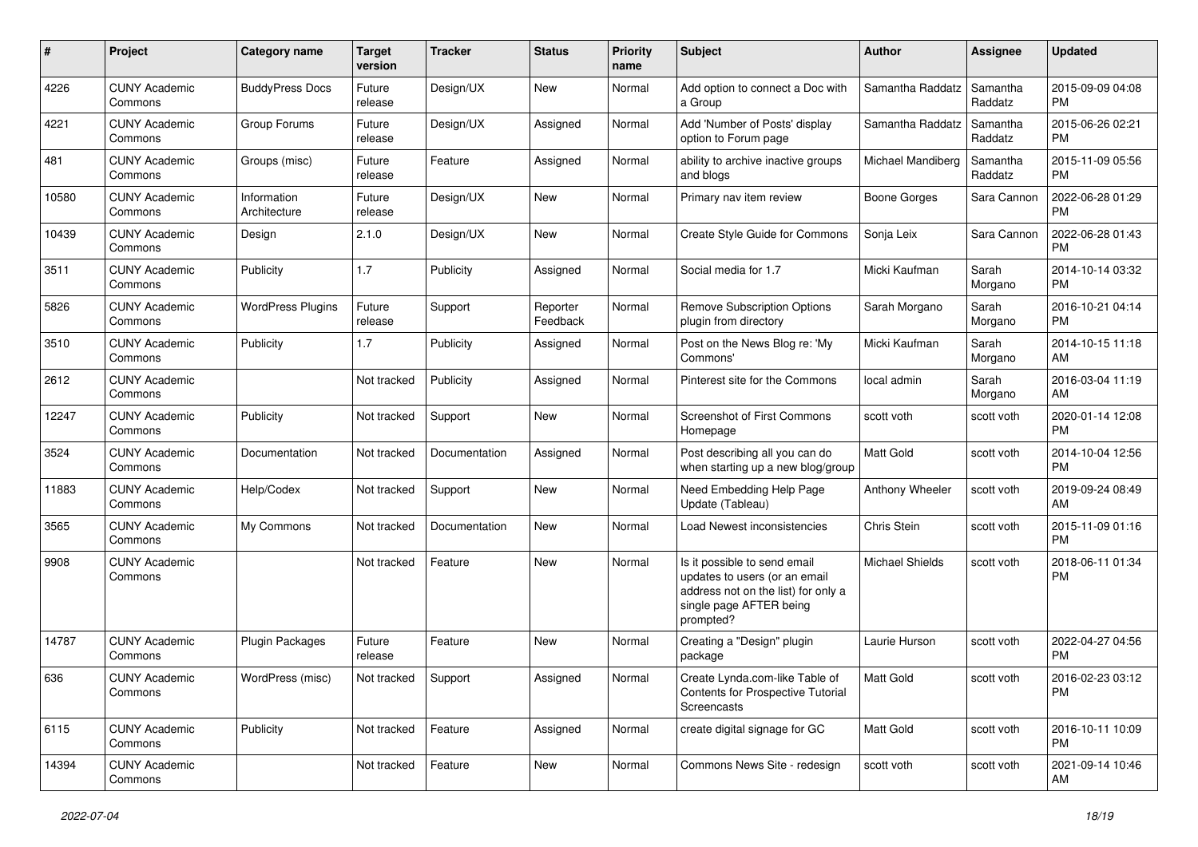| # | Project | Category name | Target version | Tracker | Status | Priority name | Subject | Author | Assignee | Updated |
|---|---|---|---|---|---|---|---|---|---|---|
| 4226 | CUNY Academic Commons | BuddyPress Docs | Future release | Design/UX | New | Normal | Add option to connect a Doc with a Group | Samantha Raddatz | Samantha Raddatz | 2015-09-09 04:08 PM |
| 4221 | CUNY Academic Commons | Group Forums | Future release | Design/UX | Assigned | Normal | Add 'Number of Posts' display option to Forum page | Samantha Raddatz | Samantha Raddatz | 2015-06-26 02:21 PM |
| 481 | CUNY Academic Commons | Groups (misc) | Future release | Feature | Assigned | Normal | ability to archive inactive groups and blogs | Michael Mandiberg | Samantha Raddatz | 2015-11-09 05:56 PM |
| 10580 | CUNY Academic Commons | Information Architecture | Future release | Design/UX | New | Normal | Primary nav item review | Boone Gorges | Sara Cannon | 2022-06-28 01:29 PM |
| 10439 | CUNY Academic Commons | Design | 2.1.0 | Design/UX | New | Normal | Create Style Guide for Commons | Sonja Leix | Sara Cannon | 2022-06-28 01:43 PM |
| 3511 | CUNY Academic Commons | Publicity | 1.7 | Publicity | Assigned | Normal | Social media for 1.7 | Micki Kaufman | Sarah Morgano | 2014-10-14 03:32 PM |
| 5826 | CUNY Academic Commons | WordPress Plugins | Future release | Support | Reporter Feedback | Normal | Remove Subscription Options plugin from directory | Sarah Morgano | Sarah Morgano | 2016-10-21 04:14 PM |
| 3510 | CUNY Academic Commons | Publicity | 1.7 | Publicity | Assigned | Normal | Post on the News Blog re: 'My Commons' | Micki Kaufman | Sarah Morgano | 2014-10-15 11:18 AM |
| 2612 | CUNY Academic Commons | | Not tracked | Publicity | Assigned | Normal | Pinterest site for the Commons | local admin | Sarah Morgano | 2016-03-04 11:19 AM |
| 12247 | CUNY Academic Commons | Publicity | Not tracked | Support | New | Normal | Screenshot of First Commons Homepage | scott voth | scott voth | 2020-01-14 12:08 PM |
| 3524 | CUNY Academic Commons | Documentation | Not tracked | Documentation | Assigned | Normal | Post describing all you can do when starting up a new blog/group | Matt Gold | scott voth | 2014-10-04 12:56 PM |
| 11883 | CUNY Academic Commons | Help/Codex | Not tracked | Support | New | Normal | Need Embedding Help Page Update (Tableau) | Anthony Wheeler | scott voth | 2019-09-24 08:49 AM |
| 3565 | CUNY Academic Commons | My Commons | Not tracked | Documentation | New | Normal | Load Newest inconsistencies | Chris Stein | scott voth | 2015-11-09 01:16 PM |
| 9908 | CUNY Academic Commons | | Not tracked | Feature | New | Normal | Is it possible to send email updates to users (or an email address not on the list) for only a single page AFTER being prompted? | Michael Shields | scott voth | 2018-06-11 01:34 PM |
| 14787 | CUNY Academic Commons | Plugin Packages | Future release | Feature | New | Normal | Creating a "Design" plugin package | Laurie Hurson | scott voth | 2022-04-27 04:56 PM |
| 636 | CUNY Academic Commons | WordPress (misc) | Not tracked | Support | Assigned | Normal | Create Lynda.com-like Table of Contents for Prospective Tutorial Screencasts | Matt Gold | scott voth | 2016-02-23 03:12 PM |
| 6115 | CUNY Academic Commons | Publicity | Not tracked | Feature | Assigned | Normal | create digital signage for GC | Matt Gold | scott voth | 2016-10-11 10:09 PM |
| 14394 | CUNY Academic Commons | | Not tracked | Feature | New | Normal | Commons News Site - redesign | scott voth | scott voth | 2021-09-14 10:46 AM |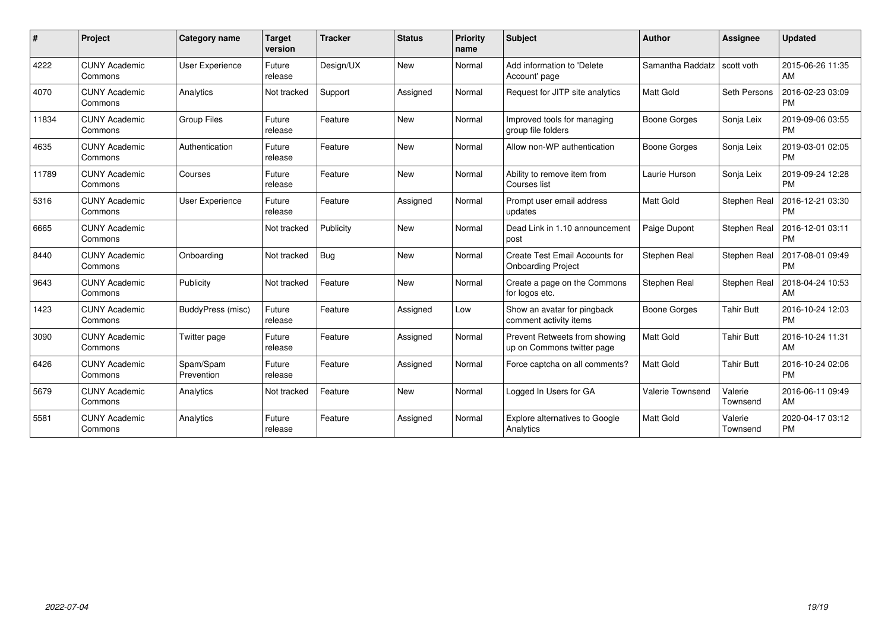| # | Project | Category name | Target version | Tracker | Status | Priority name | Subject | Author | Assignee | Updated |
|---|---|---|---|---|---|---|---|---|---|---|
| 4222 | CUNY Academic Commons | User Experience | Future release | Design/UX | New | Normal | Add information to 'Delete Account' page | Samantha Raddatz | scott voth | 2015-06-26 11:35 AM |
| 4070 | CUNY Academic Commons | Analytics | Not tracked | Support | Assigned | Normal | Request for JITP site analytics | Matt Gold | Seth Persons | 2016-02-23 03:09 PM |
| 11834 | CUNY Academic Commons | Group Files | Future release | Feature | New | Normal | Improved tools for managing group file folders | Boone Gorges | Sonja Leix | 2019-09-06 03:55 PM |
| 4635 | CUNY Academic Commons | Authentication | Future release | Feature | New | Normal | Allow non-WP authentication | Boone Gorges | Sonja Leix | 2019-03-01 02:05 PM |
| 11789 | CUNY Academic Commons | Courses | Future release | Feature | New | Normal | Ability to remove item from Courses list | Laurie Hurson | Sonja Leix | 2019-09-24 12:28 PM |
| 5316 | CUNY Academic Commons | User Experience | Future release | Feature | Assigned | Normal | Prompt user email address updates | Matt Gold | Stephen Real | 2016-12-21 03:30 PM |
| 6665 | CUNY Academic Commons | | Not tracked | Publicity | New | Normal | Dead Link in 1.10 announcement post | Paige Dupont | Stephen Real | 2016-12-01 03:11 PM |
| 8440 | CUNY Academic Commons | Onboarding | Not tracked | Bug | New | Normal | Create Test Email Accounts for Onboarding Project | Stephen Real | Stephen Real | 2017-08-01 09:49 PM |
| 9643 | CUNY Academic Commons | Publicity | Not tracked | Feature | New | Normal | Create a page on the Commons for logos etc. | Stephen Real | Stephen Real | 2018-04-24 10:53 AM |
| 1423 | CUNY Academic Commons | BuddyPress (misc) | Future release | Feature | Assigned | Low | Show an avatar for pingback comment activity items | Boone Gorges | Tahir Butt | 2016-10-24 12:03 PM |
| 3090 | CUNY Academic Commons | Twitter page | Future release | Feature | Assigned | Normal | Prevent Retweets from showing up on Commons twitter page | Matt Gold | Tahir Butt | 2016-10-24 11:31 AM |
| 6426 | CUNY Academic Commons | Spam/Spam Prevention | Future release | Feature | Assigned | Normal | Force captcha on all comments? | Matt Gold | Tahir Butt | 2016-10-24 02:06 PM |
| 5679 | CUNY Academic Commons | Analytics | Not tracked | Feature | New | Normal | Logged In Users for GA | Valerie Townsend | Valerie Townsend | 2016-06-11 09:49 AM |
| 5581 | CUNY Academic Commons | Analytics | Future release | Feature | Assigned | Normal | Explore alternatives to Google Analytics | Matt Gold | Valerie Townsend | 2020-04-17 03:12 PM |